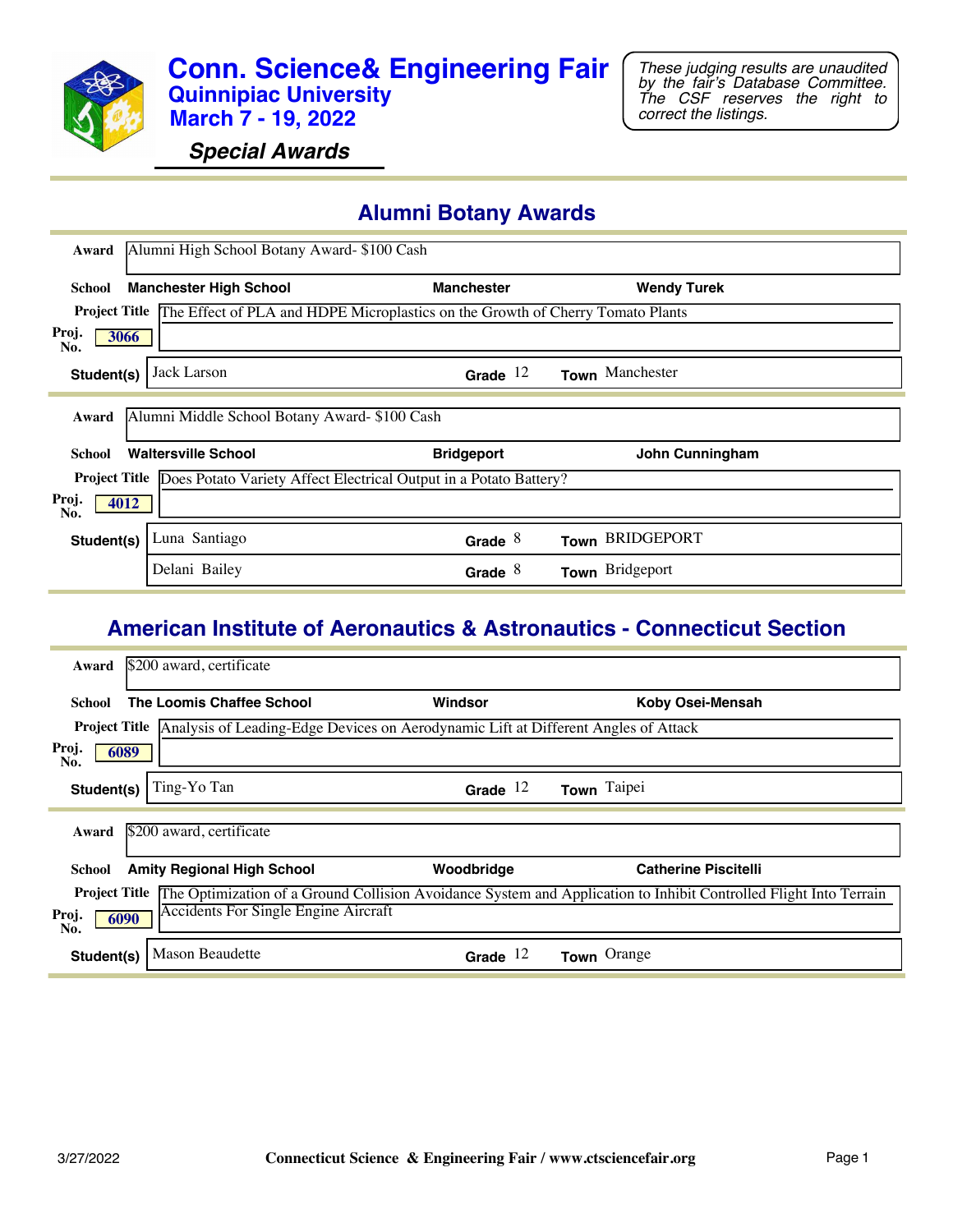# Conn. Science& Engineering Fair

## Quinnipiac University

## March 7 - 19, 2022

### *Special Awards*

*These judging results are unaudited by the fair's Database Committee. The CSF reserves the right to correct the listings.*

## Alumni Botany Awards

**Award** Alumni High School Botany Award- $100 Cash

**School** Manchester High School | Manchester | Wendy Turek

**Project Title** The Effect of PLA and HDPE Microplastics on the Growth of Cherry Tomato Plants

**Proj. No.** 3066

| Student(s) | Grade | Town |
|---|---|---|
| Jack Larson | 12 | Manchester |

**Award** Alumni Middle School Botany Award- $100 Cash

**School** Waltersville School | Bridgeport | John Cunningham

**Project Title** Does Potato Variety Affect Electrical Output in a Potato Battery?

**Proj. No.** 4012

| Student(s) | Grade | Town |
|---|---|---|
| Luna Santiago | 8 | BRIDGEPORT |
| Delani Bailey | 8 | Bridgeport |

## American Institute of Aeronautics & Astronautics - Connecticut Section

**Award** $200 award, certificate

**School** The Loomis Chaffee School | Windsor | Koby Osei-Mensah

**Project Title** Analysis of Leading-Edge Devices on Aerodynamic Lift at Different Angles of Attack

**Proj. No.** 6089

| Student(s) | Grade | Town |
|---|---|---|
| Ting-Yo Tan | 12 | Taipei |

**Award** $200 award, certificate

**School** Amity Regional High School | Woodbridge | Catherine Piscitelli

**Project Title** The Optimization of a Ground Collision Avoidance System and Application to Inhibit Controlled Flight Into Terrain Accidents For Single Engine Aircraft

**Proj. No.** 6090

| Student(s) | Grade | Town |
|---|---|---|
| Mason Beaudette | 12 | Orange |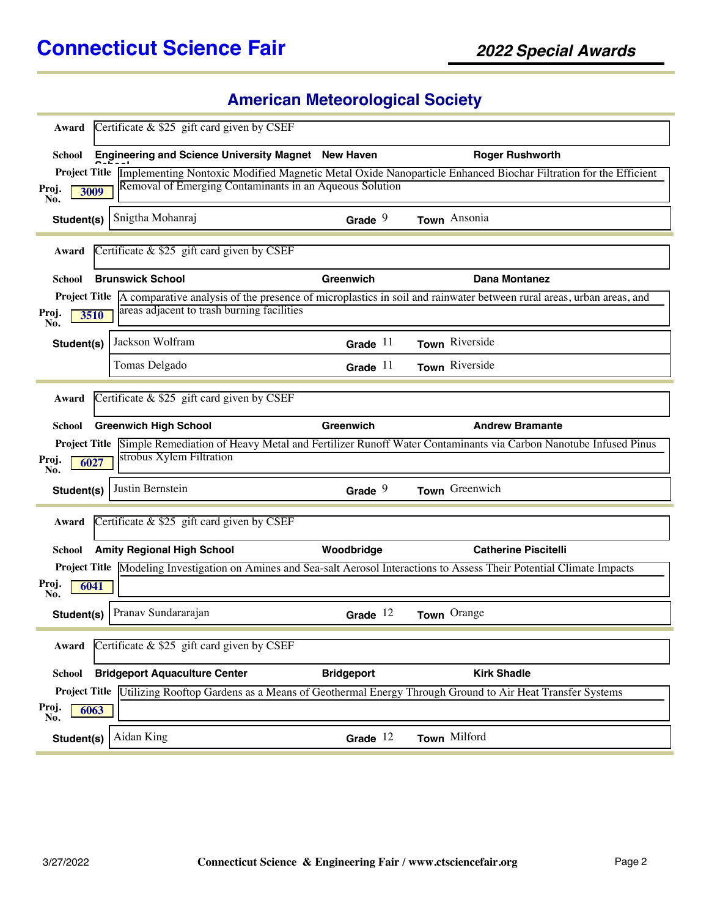# Connecticut Science Fair

## 2022 Special Awards

## American Meteorological Society

**Award** Certificate & $25 gift card given by CSEF

**School** Engineering and Science University Magnet School — New Haven — Roger Rushworth

**Project Title** Implementing Nontoxic Modified Magnetic Metal Oxide Nanoparticle Enhanced Biochar Filtration for the Efficient Removal of Emerging Contaminants in an Aqueous Solution

**Proj. No.** 3009

| Student(s) | Grade | Town |
| --- | --- | --- |
| Snigtha Mohanraj | 9 | Ansonia |

---

**Award** Certificate & $25 gift card given by CSEF

**School** Brunswick School — Greenwich — Dana Montanez

**Project Title** A comparative analysis of the presence of microplastics in soil and rainwater between rural areas, urban areas, and areas adjacent to trash burning facilities

**Proj. No.** 3510

| Student(s) | Grade | Town |
| --- | --- | --- |
| Jackson Wolfram | 11 | Riverside |
| Tomas Delgado | 11 | Riverside |

---

**Award** Certificate & $25 gift card given by CSEF

**School** Greenwich High School — Greenwich — Andrew Bramante

**Project Title** Simple Remediation of Heavy Metal and Fertilizer Runoff Water Contaminants via Carbon Nanotube Infused Pinus strobus Xylem Filtration

**Proj. No.** 6027

| Student(s) | Grade | Town |
| --- | --- | --- |
| Justin Bernstein | 9 | Greenwich |

---

**Award** Certificate & $25 gift card given by CSEF

**School** Amity Regional High School — Woodbridge — Catherine Piscitelli

**Project Title** Modeling Investigation on Amines and Sea-salt Aerosol Interactions to Assess Their Potential Climate Impacts

**Proj. No.** 6041

| Student(s) | Grade | Town |
| --- | --- | --- |
| Pranav Sundararajan | 12 | Orange |

---

**Award** Certificate & $25 gift card given by CSEF

**School** Bridgeport Aquaculture Center — Bridgeport — Kirk Shadle

**Project Title** Utilizing Rooftop Gardens as a Means of Geothermal Energy Through Ground to Air Heat Transfer Systems

**Proj. No.** 6063

| Student(s) | Grade | Town |
| --- | --- | --- |
| Aidan King | 12 | Milford |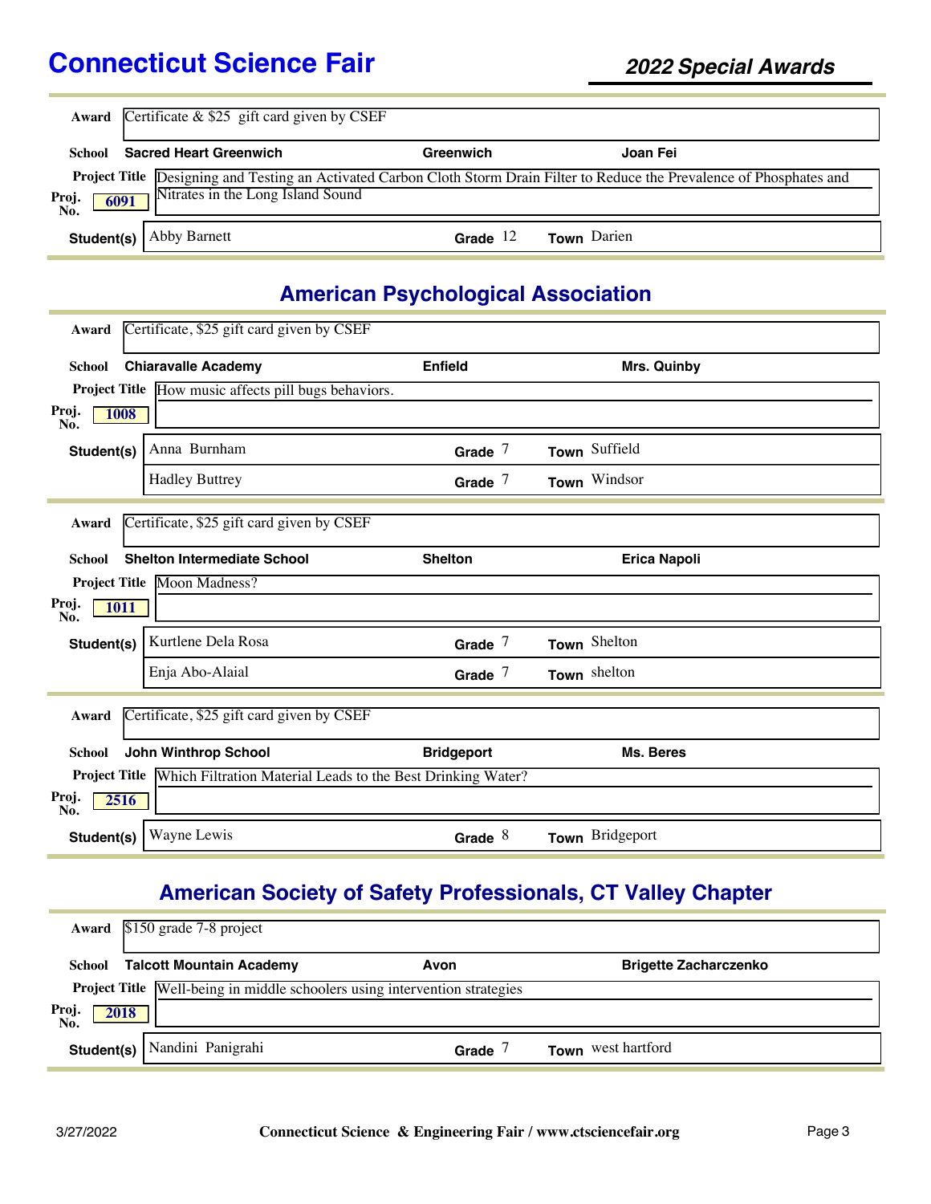# Connecticut Science Fair

## *2022 Special Awards*

**Award** Certificate & $25 gift card given by CSEF

**School** **Sacred Heart Greenwich** — **Greenwich** — **Joan Fei**

**Project Title** Designing and Testing an Activated Carbon Cloth Storm Drain Filter to Reduce the Prevalence of Phosphates and Nitrates in the Long Island Sound

**Proj. No.** 6091

| Student(s) | Grade | Town |
|---|---|---|
| Abby Barnett | 12 | Darien |

## American Psychological Association

**Award** Certificate, $25 gift card given by CSEF

**School** **Chiaravalle Academy** — **Enfield** — **Mrs. Quinby**

**Project Title** How music affects pill bugs behaviors.

**Proj. No.** 1008

| Student(s) | Grade | Town |
|---|---|---|
| Anna Burnham | 7 | Suffield |
| Hadley Buttrey | 7 | Windsor |

**Award** Certificate, $25 gift card given by CSEF

**School** **Shelton Intermediate School** — **Shelton** — **Erica Napoli**

**Project Title** Moon Madness?

**Proj. No.** 1011

| Student(s) | Grade | Town |
|---|---|---|
| Kurtlene Dela Rosa | 7 | Shelton |
| Enja Abo-Alaial | 7 | shelton |

**Award** Certificate, $25 gift card given by CSEF

**School** **John Winthrop School** — **Bridgeport** — **Ms. Beres**

**Project Title** Which Filtration Material Leads to the Best Drinking Water?

**Proj. No.** 2516

| Student(s) | Grade | Town |
|---|---|---|
| Wayne Lewis | 8 | Bridgeport |

## American Society of Safety Professionals, CT Valley Chapter

**Award** $150 grade 7-8 project

**School** **Talcott Mountain Academy** — **Avon** — **Brigette Zacharczenko**

**Project Title** Well-being in middle schoolers using intervention strategies

**Proj. No.** 2018

| Student(s) | Grade | Town |
|---|---|---|
| Nandini Panigrahi | 7 | west hartford |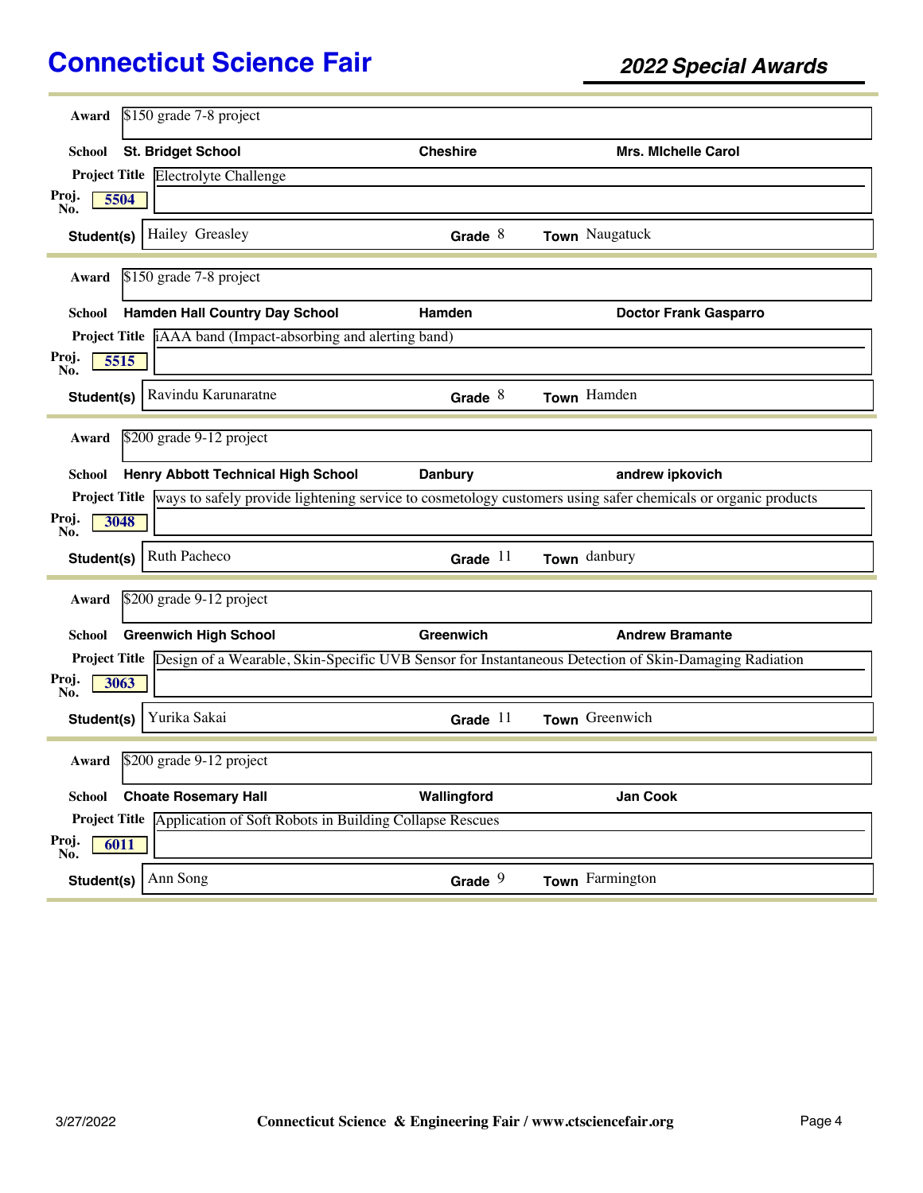# Connecticut Science Fair

## 2022 Special Awards

**Award** $150 grade 7-8 project

**School** St. Bridget School | Cheshire | Mrs. MIchelle Carol

**Project Title** Electrolyte Challenge

**Proj. No.** 5504

**Student(s)** Hailey Greasley | **Grade** 8 | **Town** Naugatuck

---

**Award** $150 grade 7-8 project

**School** Hamden Hall Country Day School | Hamden | Doctor Frank Gasparro

**Project Title** iAAA band (Impact-absorbing and alerting band)

**Proj. No.** 5515

**Student(s)** Ravindu Karunaratne | **Grade** 8 | **Town** Hamden

---

**Award** $200 grade 9-12 project

**School** Henry Abbott Technical High School | Danbury | andrew ipkovich

**Project Title** ways to safely provide lightening service to cosmetology customers using safer chemicals or organic products

**Proj. No.** 3048

**Student(s)** Ruth Pacheco | **Grade** 11 | **Town** danbury

---

**Award** $200 grade 9-12 project

**School** Greenwich High School | Greenwich | Andrew Bramante

**Project Title** Design of a Wearable, Skin-Specific UVB Sensor for Instantaneous Detection of Skin-Damaging Radiation

**Proj. No.** 3063

**Student(s)** Yurika Sakai | **Grade** 11 | **Town** Greenwich

---

**Award** $200 grade 9-12 project

**School** Choate Rosemary Hall | Wallingford | Jan Cook

**Project Title** Application of Soft Robots in Building Collapse Rescues

**Proj. No.** 6011

**Student(s)** Ann Song | **Grade** 9 | **Town** Farmington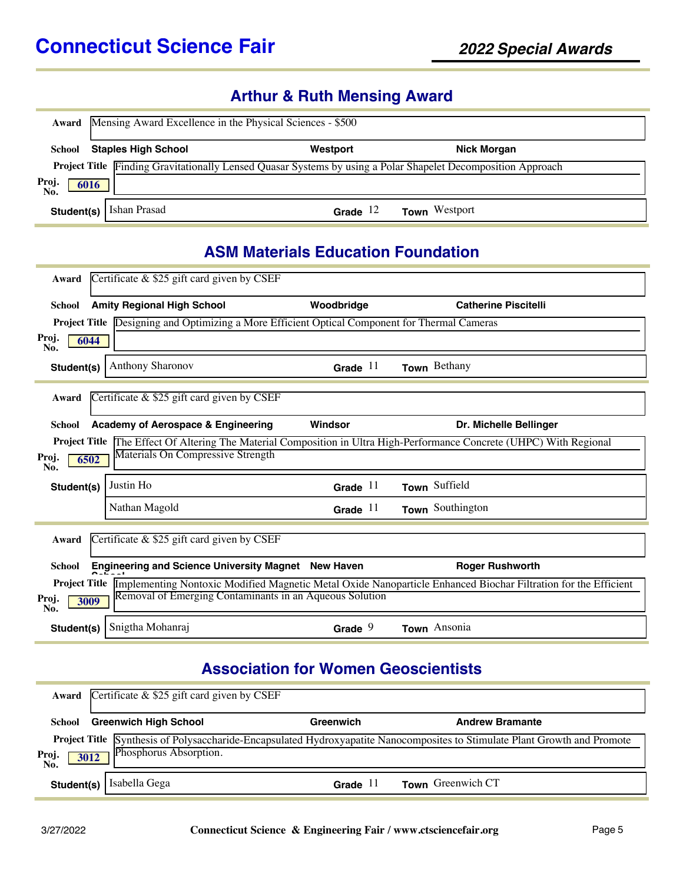## Arthur & Ruth Mensing Award

**Award** Mensing Award Excellence in the Physical Sciences - $500

**School** Staples High School | Westport | Nick Morgan

**Project Title** Finding Gravitationally Lensed Quasar Systems by using a Polar Shapelet Decomposition Approach

**Proj. No.** 6016

| Student(s) | Grade | Town |
|---|---|---|
| Ishan Prasad | 12 | Westport |

## ASM Materials Education Foundation

**Award** Certificate & $25 gift card given by CSEF

**School** Amity Regional High School | Woodbridge | Catherine Piscitelli

**Project Title** Designing and Optimizing a More Efficient Optical Component for Thermal Cameras

**Proj. No.** 6044

| Student(s) | Grade | Town |
|---|---|---|
| Anthony Sharonov | 11 | Bethany |

**Award** Certificate & $25 gift card given by CSEF

**School** Academy of Aerospace & Engineering | Windsor | Dr. Michelle Bellinger

**Project Title** The Effect Of Altering The Material Composition in Ultra High-Performance Concrete (UHPC) With Regional Materials On Compressive Strength

**Proj. No.** 6502

| Student(s) | Grade | Town |
|---|---|---|
| Justin Ho | 11 | Suffield |
| Nathan Magold | 11 | Southington |

**Award** Certificate & $25 gift card given by CSEF

**School** Engineering and Science University Magnet School | New Haven | Roger Rushworth

**Project Title** Implementing Nontoxic Modified Magnetic Metal Oxide Nanoparticle Enhanced Biochar Filtration for the Efficient Removal of Emerging Contaminants in an Aqueous Solution

**Proj. No.** 3009

| Student(s) | Grade | Town |
|---|---|---|
| Snigtha Mohanraj | 9 | Ansonia |

## Association for Women Geoscientists

**Award** Certificate & $25 gift card given by CSEF

**School** Greenwich High School | Greenwich | Andrew Bramante

**Project Title** Synthesis of Polysaccharide-Encapsulated Hydroxyapatite Nanocomposites to Stimulate Plant Growth and Promote Phosphorus Absorption.

**Proj. No.** 3012

| Student(s) | Grade | Town |
|---|---|---|
| Isabella Gega | 11 | Greenwich CT |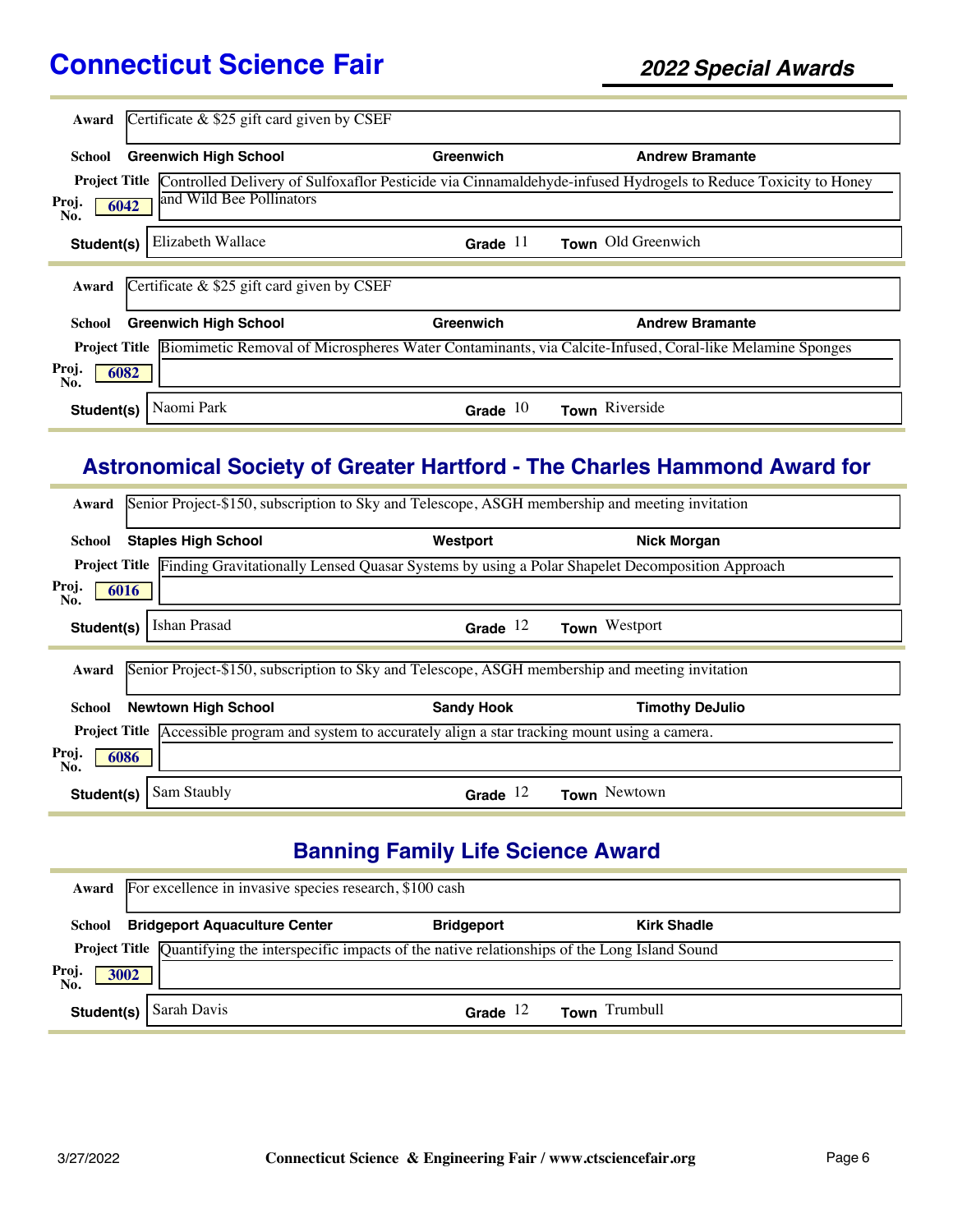**Award** Certificate & $25 gift card given by CSEF

**School** Greenwich High School — Greenwich — Andrew Bramante

**Project Title** Controlled Delivery of Sulfoxaflor Pesticide via Cinnamaldehyde-infused Hydrogels to Reduce Toxicity to Honey and Wild Bee Pollinators

**Proj. No.** 6042

**Student(s)** Elizabeth Wallace — **Grade** 11 — **Town** Old Greenwich

---

**Award** Certificate & $25 gift card given by CSEF

**School** Greenwich High School — Greenwich — Andrew Bramante

**Project Title** Biomimetic Removal of Microspheres Water Contaminants, via Calcite-Infused, Coral-like Melamine Sponges

**Proj. No.** 6082

**Student(s)** Naomi Park — **Grade** 10 — **Town** Riverside

---

## Astronomical Society of Greater Hartford - The Charles Hammond Award for

**Award** Senior Project-$150, subscription to Sky and Telescope, ASGH membership and meeting invitation

**School** Staples High School — Westport — Nick Morgan

**Project Title** Finding Gravitationally Lensed Quasar Systems by using a Polar Shapelet Decomposition Approach

**Proj. No.** 6016

**Student(s)** Ishan Prasad — **Grade** 12 — **Town** Westport

---

**Award** Senior Project-$150, subscription to Sky and Telescope, ASGH membership and meeting invitation

**School** Newtown High School — Sandy Hook — Timothy DeJulio

**Project Title** Accessible program and system to accurately align a star tracking mount using a camera.

**Proj. No.** 6086

**Student(s)** Sam Staubly — **Grade** 12 — **Town** Newtown

---

## Banning Family Life Science Award

**Award** For excellence in invasive species research, $100 cash

**School** Bridgeport Aquaculture Center — Bridgeport — Kirk Shadle

**Project Title** Quantifying the interspecific impacts of the native relationships of the Long Island Sound

**Proj. No.** 3002

**Student(s)** Sarah Davis — **Grade** 12 — **Town** Trumbull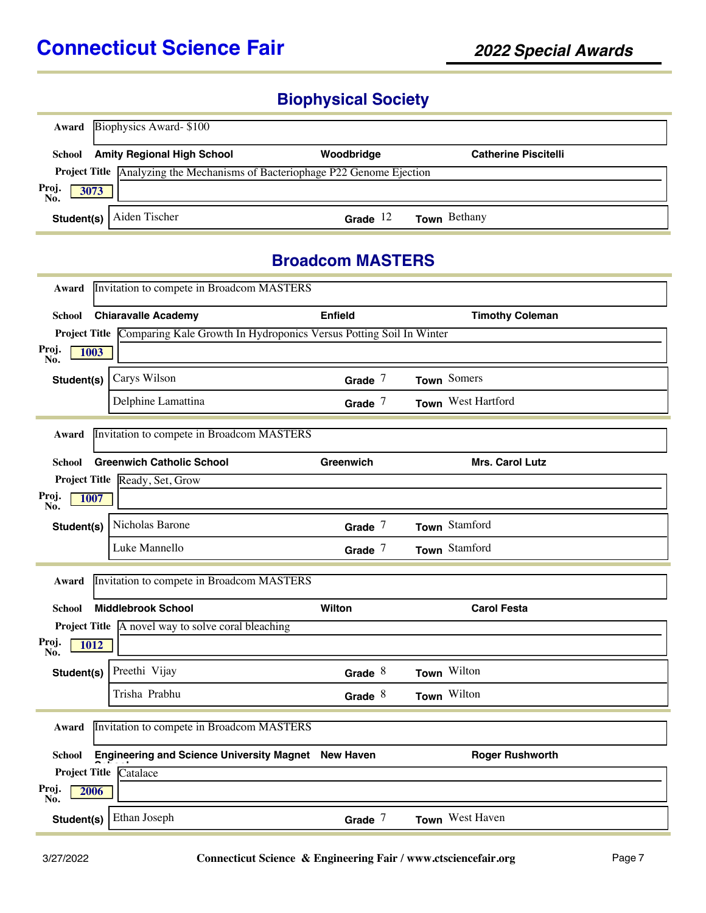## Biophysical Society

**Award** Biophysics Award- $100

**School** Amity Regional High School — Woodbridge — Catherine Piscitelli

**Project Title** Analyzing the Mechanisms of Bacteriophage P22 Genome Ejection

**Proj. No.** 3073

| Student(s) | Grade | Town |
|---|---|---|
| Aiden Tischer | 12 | Bethany |

## Broadcom MASTERS

**Award** Invitation to compete in Broadcom MASTERS

**School** Chiaravalle Academy — Enfield — Timothy Coleman

**Project Title** Comparing Kale Growth In Hydroponics Versus Potting Soil In Winter

**Proj. No.** 1003

| Student(s) | Grade | Town |
|---|---|---|
| Carys Wilson | 7 | Somers |
| Delphine Lamattina | 7 | West Hartford |

**Award** Invitation to compete in Broadcom MASTERS

**School** Greenwich Catholic School — Greenwich — Mrs. Carol Lutz

**Project Title** Ready, Set, Grow

**Proj. No.** 1007

| Student(s) | Grade | Town |
|---|---|---|
| Nicholas Barone | 7 | Stamford |
| Luke Mannello | 7 | Stamford |

**Award** Invitation to compete in Broadcom MASTERS

**School** Middlebrook School — Wilton — Carol Festa

**Project Title** A novel way to solve coral bleaching

**Proj. No.** 1012

| Student(s) | Grade | Town |
|---|---|---|
| Preethi Vijay | 8 | Wilton |
| Trisha Prabhu | 8 | Wilton |

**Award** Invitation to compete in Broadcom MASTERS

**School** Engineering and Science University Magnet School — New Haven — Roger Rushworth

**Project Title** Catalace

**Proj. No.** 2006

| Student(s) | Grade | Town |
|---|---|---|
| Ethan Joseph | 7 | West Haven |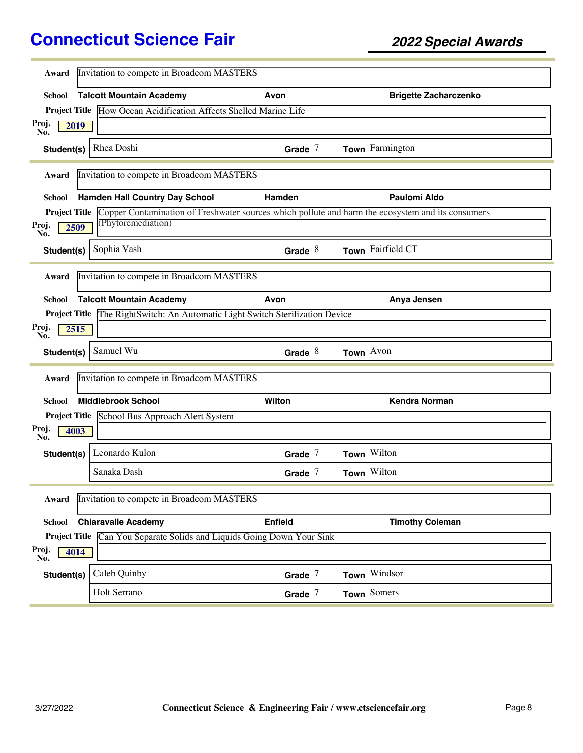# Connecticut Science Fair

## *2022 Special Awards*

---

**Award** Invitation to compete in Broadcom MASTERS

**School** **Talcott Mountain Academy** — **Avon** — **Brigette Zacharczenko**

**Project Title** How Ocean Acidification Affects Shelled Marine Life

**Proj. No.** 2019

| Student(s) | Grade | Town |
|---|---|---|
| Rhea Doshi | 7 | Farmington |

---

**Award** Invitation to compete in Broadcom MASTERS

**School** **Hamden Hall Country Day School** — **Hamden** — **Paulomi Aldo**

**Project Title** Copper Contamination of Freshwater sources which pollute and harm the ecosystem and its consumers (Phytoremediation)

**Proj. No.** 2509

| Student(s) | Grade | Town |
|---|---|---|
| Sophia Vash | 8 | Fairfield CT |

---

**Award** Invitation to compete in Broadcom MASTERS

**School** **Talcott Mountain Academy** — **Avon** — **Anya Jensen**

**Project Title** The RightSwitch: An Automatic Light Switch Sterilization Device

**Proj. No.** 2515

| Student(s) | Grade | Town |
|---|---|---|
| Samuel Wu | 8 | Avon |

---

**Award** Invitation to compete in Broadcom MASTERS

**School** **Middlebrook School** — **Wilton** — **Kendra Norman**

**Project Title** School Bus Approach Alert System

**Proj. No.** 4003

| Student(s) | Grade | Town |
|---|---|---|
| Leonardo Kulon | 7 | Wilton |
| Sanaka Dash | 7 | Wilton |

---

**Award** Invitation to compete in Broadcom MASTERS

**School** **Chiaravalle Academy** — **Enfield** — **Timothy Coleman**

**Project Title** Can You Separate Solids and Liquids Going Down Your Sink

**Proj. No.** 4014

| Student(s) | Grade | Town |
|---|---|---|
| Caleb Quinby | 7 | Windsor |
| Holt Serrano | 7 | Somers |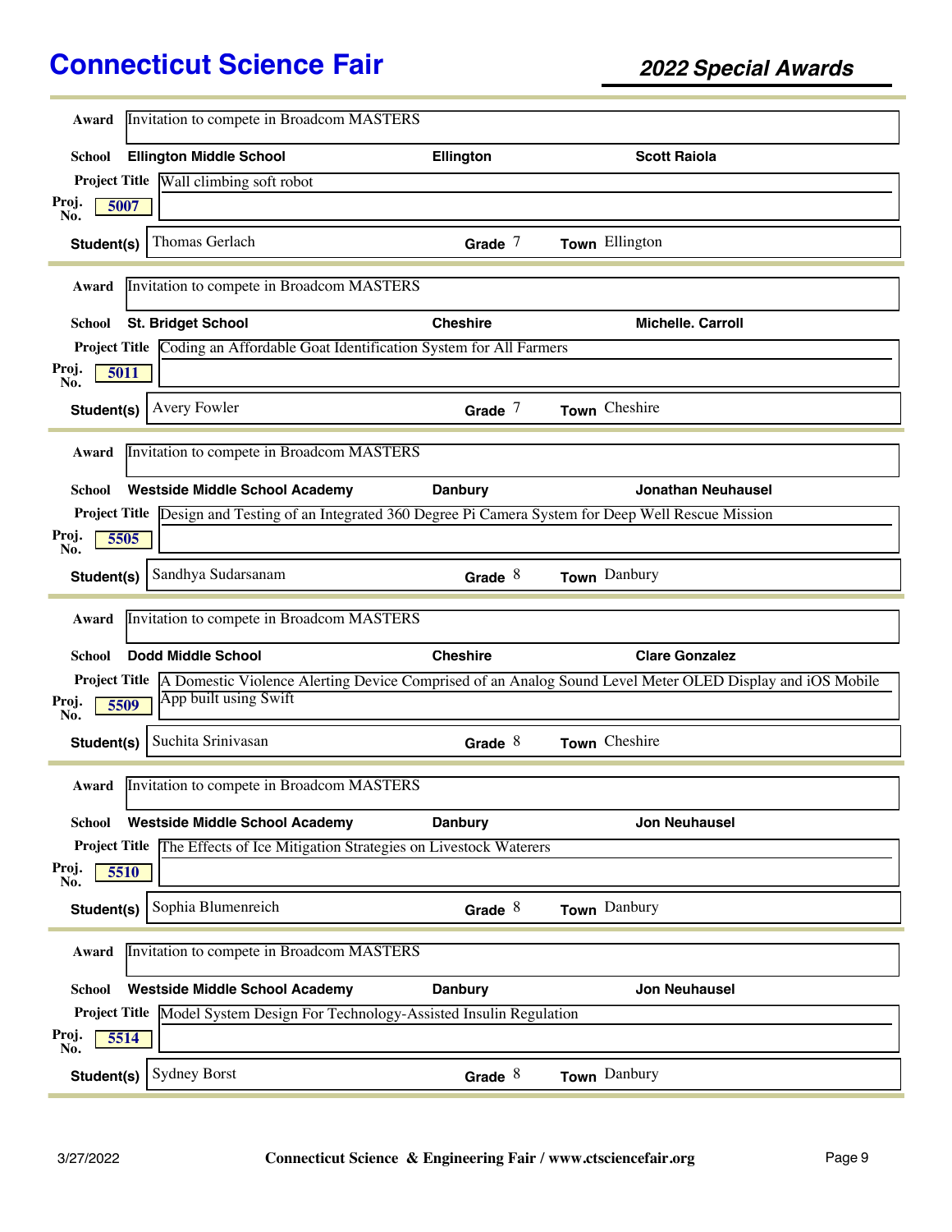# Connecticut Science Fair

## 2022 Special Awards

**Award** Invitation to compete in Broadcom MASTERS

**School** Ellington Middle School — Ellington — Scott Raiola

**Project Title** Wall climbing soft robot

**Proj. No.** 5007

**Student(s)** Thomas Gerlach — **Grade** 7 — **Town** Ellington

---

**Award** Invitation to compete in Broadcom MASTERS

**School** St. Bridget School — Cheshire — Michelle. Carroll

**Project Title** Coding an Affordable Goat Identification System for All Farmers

**Proj. No.** 5011

**Student(s)** Avery Fowler — **Grade** 7 — **Town** Cheshire

---

**Award** Invitation to compete in Broadcom MASTERS

**School** Westside Middle School Academy — Danbury — Jonathan Neuhausel

**Project Title** Design and Testing of an Integrated 360 Degree Pi Camera System for Deep Well Rescue Mission

**Proj. No.** 5505

**Student(s)** Sandhya Sudarsanam — **Grade** 8 — **Town** Danbury

---

**Award** Invitation to compete in Broadcom MASTERS

**School** Dodd Middle School — Cheshire — Clare Gonzalez

**Project Title** A Domestic Violence Alerting Device Comprised of an Analog Sound Level Meter OLED Display and iOS Mobile App built using Swift

**Proj. No.** 5509

**Student(s)** Suchita Srinivasan — **Grade** 8 — **Town** Cheshire

---

**Award** Invitation to compete in Broadcom MASTERS

**School** Westside Middle School Academy — Danbury — Jon Neuhausel

**Project Title** The Effects of Ice Mitigation Strategies on Livestock Waterers

**Proj. No.** 5510

**Student(s)** Sophia Blumenreich — **Grade** 8 — **Town** Danbury

---

**Award** Invitation to compete in Broadcom MASTERS

**School** Westside Middle School Academy — Danbury — Jon Neuhausel

**Project Title** Model System Design For Technology-Assisted Insulin Regulation

**Proj. No.** 5514

**Student(s)** Sydney Borst — **Grade** 8 — **Town** Danbury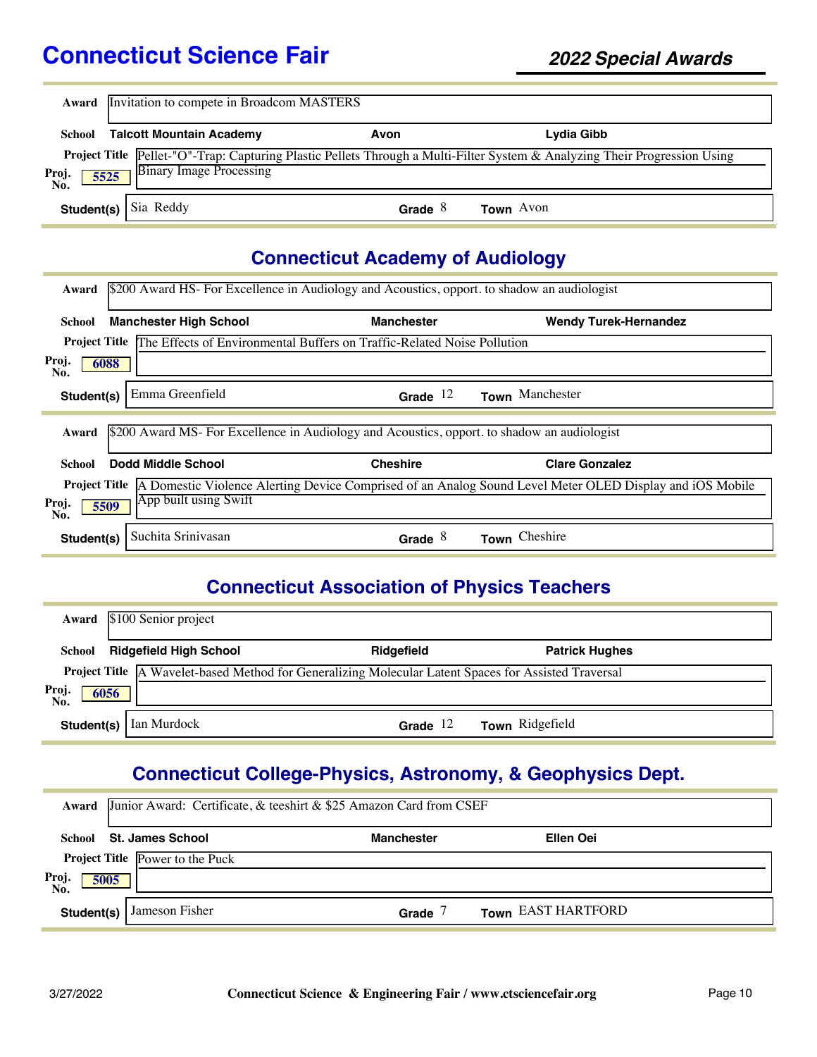# Connecticut Science Fair

## 2022 Special Awards

**Award** Invitation to compete in Broadcom MASTERS

**School** Talcott Mountain Academy | Avon | Lydia Gibb

**Project Title** Pellet-"O"-Trap: Capturing Plastic Pellets Through a Multi-Filter System & Analyzing Their Progression Using Binary Image Processing

**Proj. No.** 5525

**Student(s)** Sia Reddy | **Grade** 8 | **Town** Avon

## Connecticut Academy of Audiology

**Award** $200 Award HS- For Excellence in Audiology and Acoustics, opport. to shadow an audiologist

**School** Manchester High School | Manchester | Wendy Turek-Hernandez

**Project Title** The Effects of Environmental Buffers on Traffic-Related Noise Pollution

**Proj. No.** 6088

**Student(s)** Emma Greenfield | **Grade** 12 | **Town** Manchester

---

**Award** $200 Award MS- For Excellence in Audiology and Acoustics, opport. to shadow an audiologist

**School** Dodd Middle School | Cheshire | Clare Gonzalez

**Project Title** A Domestic Violence Alerting Device Comprised of an Analog Sound Level Meter OLED Display and iOS Mobile App built using Swift

**Proj. No.** 5509

**Student(s)** Suchita Srinivasan | **Grade** 8 | **Town** Cheshire

## Connecticut Association of Physics Teachers

**Award** $100 Senior project

**School** Ridgefield High School | Ridgefield | Patrick Hughes

**Project Title** A Wavelet-based Method for Generalizing Molecular Latent Spaces for Assisted Traversal

**Proj. No.** 6056

**Student(s)** Ian Murdock | **Grade** 12 | **Town** Ridgefield

## Connecticut College-Physics, Astronomy, & Geophysics Dept.

**Award** Junior Award: Certificate, & teeshirt & $25 Amazon Card from CSEF

**School** St. James School | Manchester | Ellen Oei

**Project Title** Power to the Puck

**Proj. No.** 5005

**Student(s)** Jameson Fisher | **Grade** 7 | **Town** EAST HARTFORD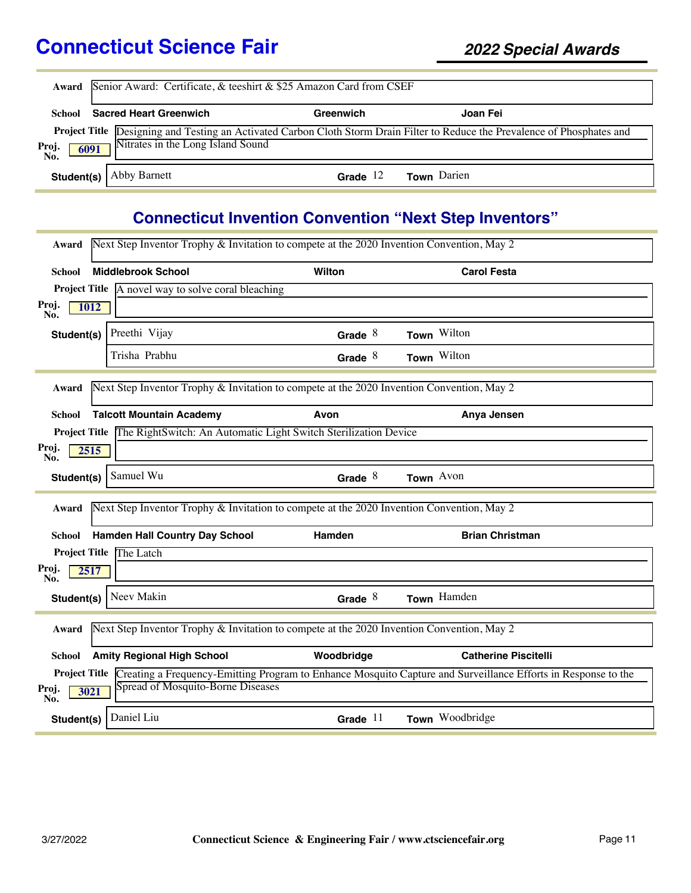# Connecticut Science Fair

## 2022 Special Awards

**Award**: Senior Award: Certificate, & teeshirt & $25 Amazon Card from CSEF

**School**: Sacred Heart Greenwich | Greenwich | Joan Fei

**Project Title**: Designing and Testing an Activated Carbon Cloth Storm Drain Filter to Reduce the Prevalence of Phosphates and Nitrates in the Long Island Sound

**Proj. No.**: 6091

| Student(s) | Grade | Town |
|---|---|---|
| Abby Barnett | 12 | Darien |

## Connecticut Invention Convention "Next Step Inventors"

**Award**: Next Step Inventor Trophy & Invitation to compete at the 2020 Invention Convention, May 2

**School**: Middlebrook School | Wilton | Carol Festa

**Project Title**: A novel way to solve coral bleaching

**Proj. No.**: 1012

| Student(s) | Grade | Town |
|---|---|---|
| Preethi Vijay | 8 | Wilton |
| Trisha Prabhu | 8 | Wilton |

---

**Award**: Next Step Inventor Trophy & Invitation to compete at the 2020 Invention Convention, May 2

**School**: Talcott Mountain Academy | Avon | Anya Jensen

**Project Title**: The RightSwitch: An Automatic Light Switch Sterilization Device

**Proj. No.**: 2515

| Student(s) | Grade | Town |
|---|---|---|
| Samuel Wu | 8 | Avon |

---

**Award**: Next Step Inventor Trophy & Invitation to compete at the 2020 Invention Convention, May 2

**School**: Hamden Hall Country Day School | Hamden | Brian Christman

**Project Title**: The Latch

**Proj. No.**: 2517

| Student(s) | Grade | Town |
|---|---|---|
| Neev Makin | 8 | Hamden |

---

**Award**: Next Step Inventor Trophy & Invitation to compete at the 2020 Invention Convention, May 2

**School**: Amity Regional High School | Woodbridge | Catherine Piscitelli

**Project Title**: Creating a Frequency-Emitting Program to Enhance Mosquito Capture and Surveillance Efforts in Response to the Spread of Mosquito-Borne Diseases

**Proj. No.**: 3021

| Student(s) | Grade | Town |
|---|---|---|
| Daniel Liu | 11 | Woodbridge |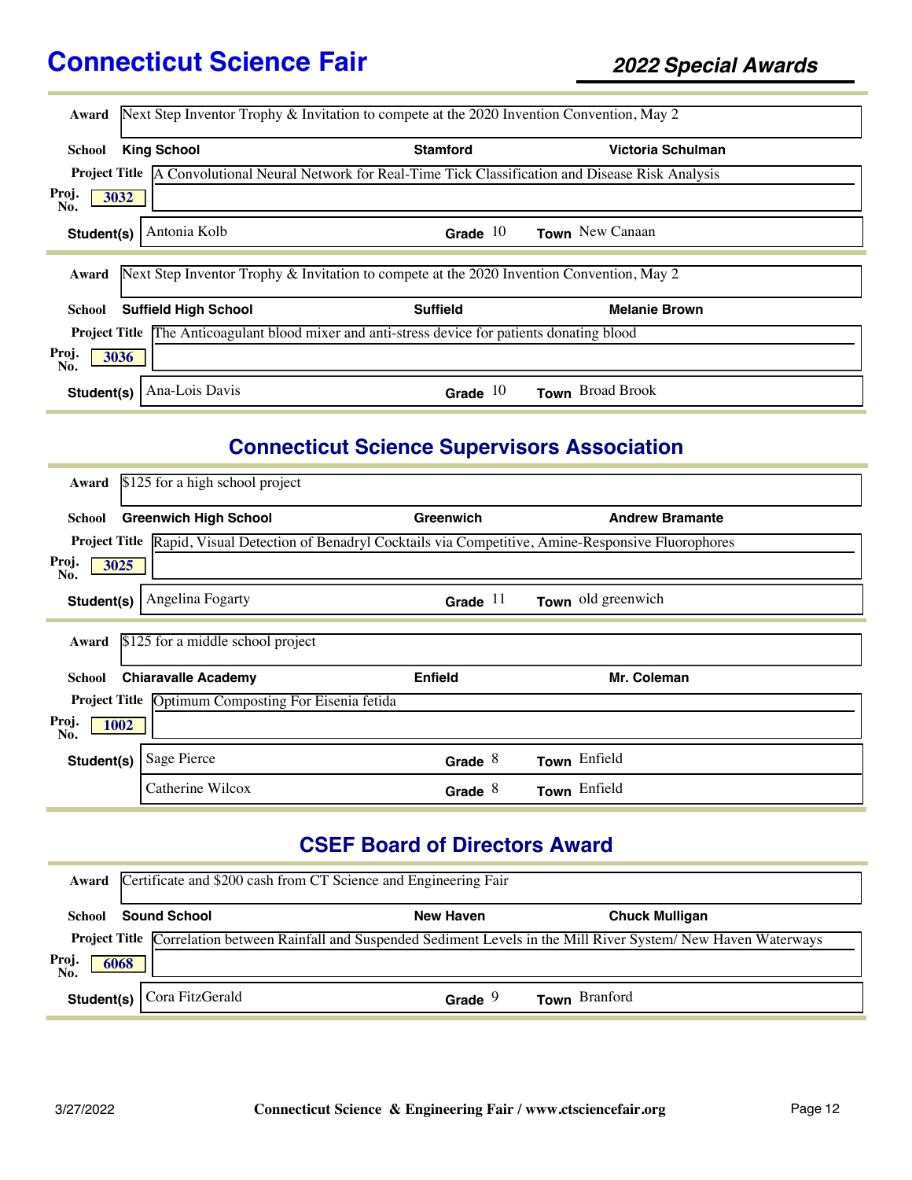| | |
|---|---|
| **Award** | Next Step Inventor Trophy & Invitation to compete at the 2020 Invention Convention, May 2 |
| **School** | **King School** — **Stamford** — **Victoria Schulman** |
| **Project Title** | A Convolutional Neural Network for Real-Time Tick Classification and Disease Risk Analysis |
| **Proj. No.** | 3032 |
| **Student(s)** | Antonia Kolb — **Grade** 10 — **Town** New Canaan |

| | |
|---|---|
| **Award** | Next Step Inventor Trophy & Invitation to compete at the 2020 Invention Convention, May 2 |
| **School** | **Suffield High School** — **Suffield** — **Melanie Brown** |
| **Project Title** | The Anticoagulant blood mixer and anti-stress device for patients donating blood |
| **Proj. No.** | 3036 |
| **Student(s)** | Ana-Lois Davis — **Grade** 10 — **Town** Broad Brook |

## Connecticut Science Supervisors Association

| | |
|---|---|
| **Award** | $125 for a high school project |
| **School** | **Greenwich High School** — **Greenwich** — **Andrew Bramante** |
| **Project Title** | Rapid, Visual Detection of Benadryl Cocktails via Competitive, Amine-Responsive Fluorophores |
| **Proj. No.** | 3025 |
| **Student(s)** | Angelina Fogarty — **Grade** 11 — **Town** old greenwich |

| | |
|---|---|
| **Award** | $125 for a middle school project |
| **School** | **Chiaravalle Academy** — **Enfield** — **Mr. Coleman** |
| **Project Title** | Optimum Composting For Eisenia fetida |
| **Proj. No.** | 1002 |
| **Student(s)** | Sage Pierce — **Grade** 8 — **Town** Enfield |
| | Catherine Wilcox — **Grade** 8 — **Town** Enfield |

## CSEF Board of Directors Award

| | |
|---|---|
| **Award** | Certificate and $200 cash from CT Science and Engineering Fair |
| **School** | **Sound School** — **New Haven** — **Chuck Mulligan** |
| **Project Title** | Correlation between Rainfall and Suspended Sediment Levels in the Mill River System/ New Haven Waterways |
| **Proj. No.** | 6068 |
| **Student(s)** | Cora FitzGerald — **Grade** 9 — **Town** Branford |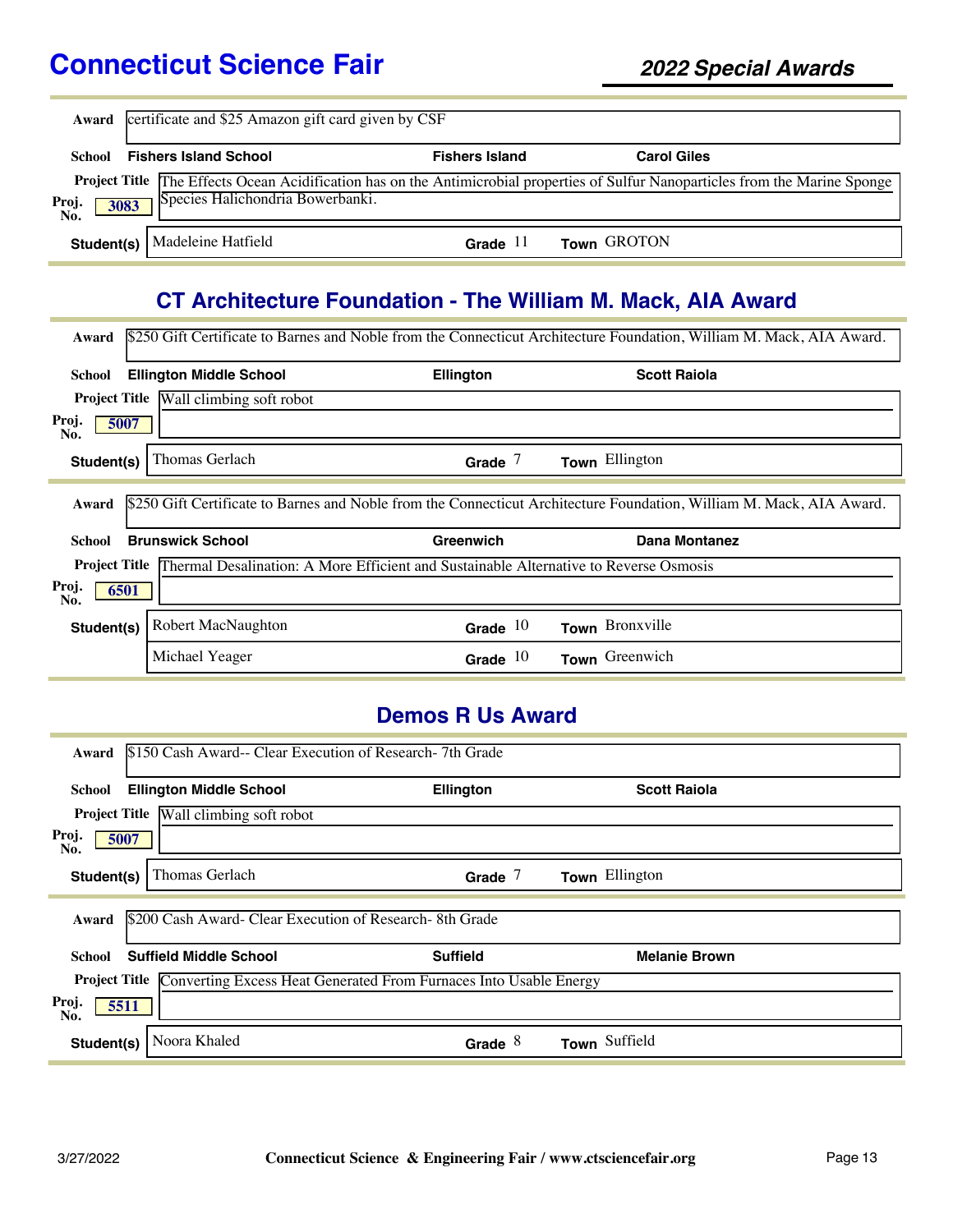**Award:** certificate and $25 Amazon gift card given by CSF

**School:** Fishers Island School | Fishers Island | Carol Giles

**Project Title:** The Effects Ocean Acidification has on the Antimicrobial properties of Sulfur Nanoparticles from the Marine Sponge Species Halichondria Bowerbanki.

**Proj. No.:** 3083

| Student(s) | Grade | Town |
|---|---|---|
| Madeleine Hatfield | 11 | GROTON |

## CT Architecture Foundation - The William M. Mack, AIA Award

**Award:** $250 Gift Certificate to Barnes and Noble from the Connecticut Architecture Foundation, William M. Mack, AIA Award.

**School:** Ellington Middle School | Ellington | Scott Raiola

**Project Title:** Wall climbing soft robot

**Proj. No.:** 5007

| Student(s) | Grade | Town |
|---|---|---|
| Thomas Gerlach | 7 | Ellington |

**Award:** $250 Gift Certificate to Barnes and Noble from the Connecticut Architecture Foundation, William M. Mack, AIA Award.

**School:** Brunswick School | Greenwich | Dana Montanez

**Project Title:** Thermal Desalination: A More Efficient and Sustainable Alternative to Reverse Osmosis

**Proj. No.:** 6501

| Student(s) | Grade | Town |
|---|---|---|
| Robert MacNaughton | 10 | Bronxville |
| Michael Yeager | 10 | Greenwich |

## Demos R Us Award

**Award:** $150 Cash Award-- Clear Execution of Research- 7th Grade

**School:** Ellington Middle School | Ellington | Scott Raiola

**Project Title:** Wall climbing soft robot

**Proj. No.:** 5007

| Student(s) | Grade | Town |
|---|---|---|
| Thomas Gerlach | 7 | Ellington |

**Award:** $200 Cash Award- Clear Execution of Research- 8th Grade

**School:** Suffield Middle School | Suffield | Melanie Brown

**Project Title:** Converting Excess Heat Generated From Furnaces Into Usable Energy

**Proj. No.:** 5511

| Student(s) | Grade | Town |
|---|---|---|
| Noora Khaled | 8 | Suffield |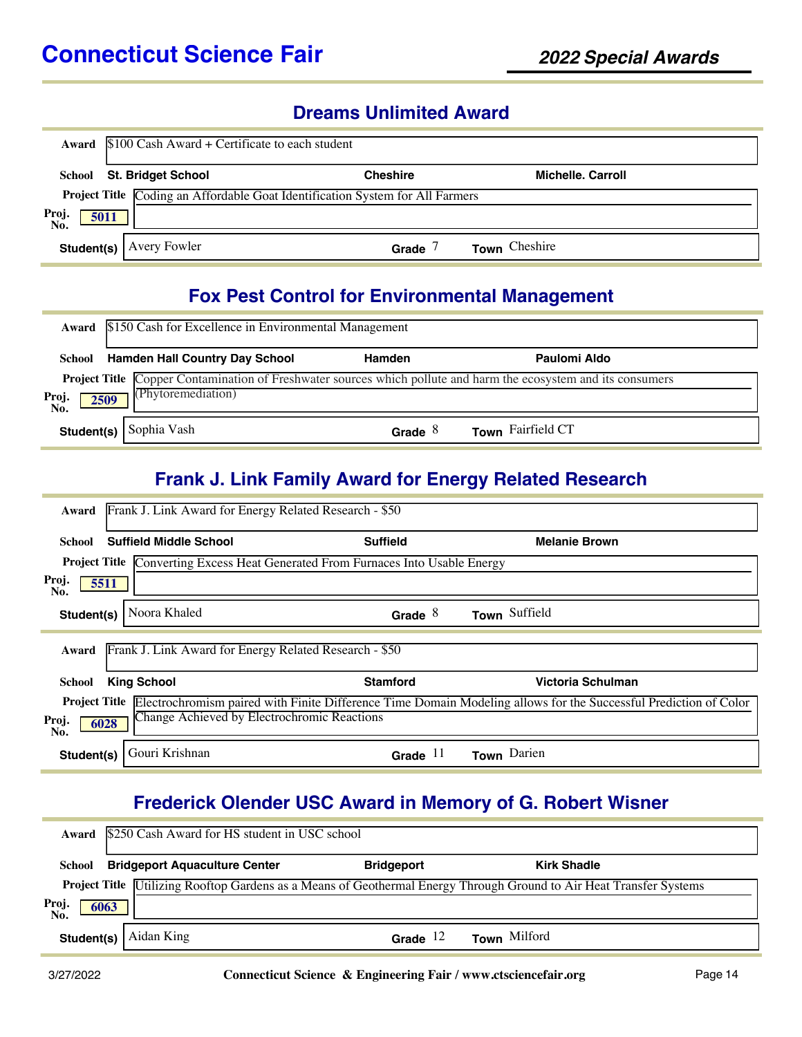## Dreams Unlimited Award

**Award** $100 Cash Award + Certificate to each student

**School** St. Bridget School — Cheshire — Michelle. Carroll

**Project Title** Coding an Affordable Goat Identification System for All Farmers

**Proj. No.** 5011

**Student(s)** Avery Fowler — **Grade** 7 — **Town** Cheshire

## Fox Pest Control for Environmental Management

**Award** $150 Cash for Excellence in Environmental Management

**School** Hamden Hall Country Day School — Hamden — Paulomi Aldo

**Project Title** Copper Contamination of Freshwater sources which pollute and harm the ecosystem and its consumers (Phytoremediation)

**Proj. No.** 2509

**Student(s)** Sophia Vash — **Grade** 8 — **Town** Fairfield CT

## Frank J. Link Family Award for Energy Related Research

**Award** Frank J. Link Award for Energy Related Research - $50

**School** Suffield Middle School — Suffield — Melanie Brown

**Project Title** Converting Excess Heat Generated From Furnaces Into Usable Energy

**Proj. No.** 5511

**Student(s)** Noora Khaled — **Grade** 8 — **Town** Suffield

---

**Award** Frank J. Link Award for Energy Related Research - $50

**School** King School — Stamford — Victoria Schulman

**Project Title** Electrochromism paired with Finite Difference Time Domain Modeling allows for the Successful Prediction of Color Change Achieved by Electrochromic Reactions

**Proj. No.** 6028

**Student(s)** Gouri Krishnan — **Grade** 11 — **Town** Darien

## Frederick Olender USC Award in Memory of G. Robert Wisner

**Award** $250 Cash Award for HS student in USC school

**School** Bridgeport Aquaculture Center — Bridgeport — Kirk Shadle

**Project Title** Utilizing Rooftop Gardens as a Means of Geothermal Energy Through Ground to Air Heat Transfer Systems

**Proj. No.** 6063

**Student(s)** Aidan King — **Grade** 12 — **Town** Milford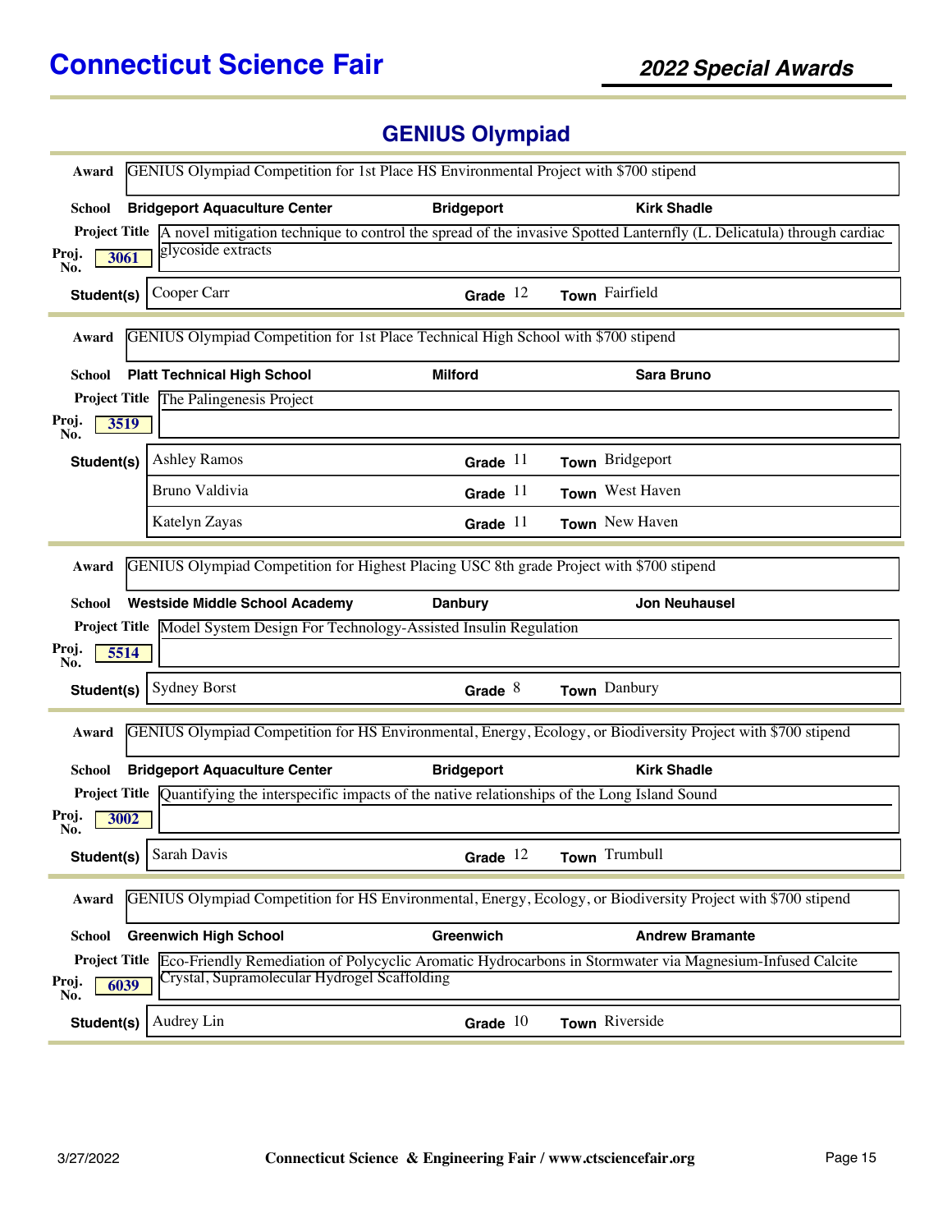## GENIUS Olympiad

**Award** GENIUS Olympiad Competition for 1st Place HS Environmental Project with $700 stipend

**School** Bridgeport Aquaculture Center — Bridgeport — Kirk Shadle

**Project Title** A novel mitigation technique to control the spread of the invasive Spotted Lanternfly (L. Delicatula) through cardiac glycoside extracts

**Proj. No.** 3061

| Student(s) | Grade | Town |
| --- | --- | --- |
| Cooper Carr | 12 | Fairfield |

---

**Award** GENIUS Olympiad Competition for 1st Place Technical High School with $700 stipend

**School** Platt Technical High School — Milford — Sara Bruno

**Project Title** The Palingenesis Project

**Proj. No.** 3519

| Student(s) | Grade | Town |
| --- | --- | --- |
| Ashley Ramos | 11 | Bridgeport |
| Bruno Valdivia | 11 | West Haven |
| Katelyn Zayas | 11 | New Haven |

---

**Award** GENIUS Olympiad Competition for Highest Placing USC 8th grade Project with $700 stipend

**School** Westside Middle School Academy — Danbury — Jon Neuhausel

**Project Title** Model System Design For Technology-Assisted Insulin Regulation

**Proj. No.** 5514

| Student(s) | Grade | Town |
| --- | --- | --- |
| Sydney Borst | 8 | Danbury |

---

**Award** GENIUS Olympiad Competition for HS Environmental, Energy, Ecology, or Biodiversity Project with $700 stipend

**School** Bridgeport Aquaculture Center — Bridgeport — Kirk Shadle

**Project Title** Quantifying the interspecific impacts of the native relationships of the Long Island Sound

**Proj. No.** 3002

| Student(s) | Grade | Town |
| --- | --- | --- |
| Sarah Davis | 12 | Trumbull |

---

**Award** GENIUS Olympiad Competition for HS Environmental, Energy, Ecology, or Biodiversity Project with $700 stipend

**School** Greenwich High School — Greenwich — Andrew Bramante

**Project Title** Eco-Friendly Remediation of Polycyclic Aromatic Hydrocarbons in Stormwater via Magnesium-Infused Calcite Crystal, Supramolecular Hydrogel Scaffolding

**Proj. No.** 6039

| Student(s) | Grade | Town |
| --- | --- | --- |
| Audrey Lin | 10 | Riverside |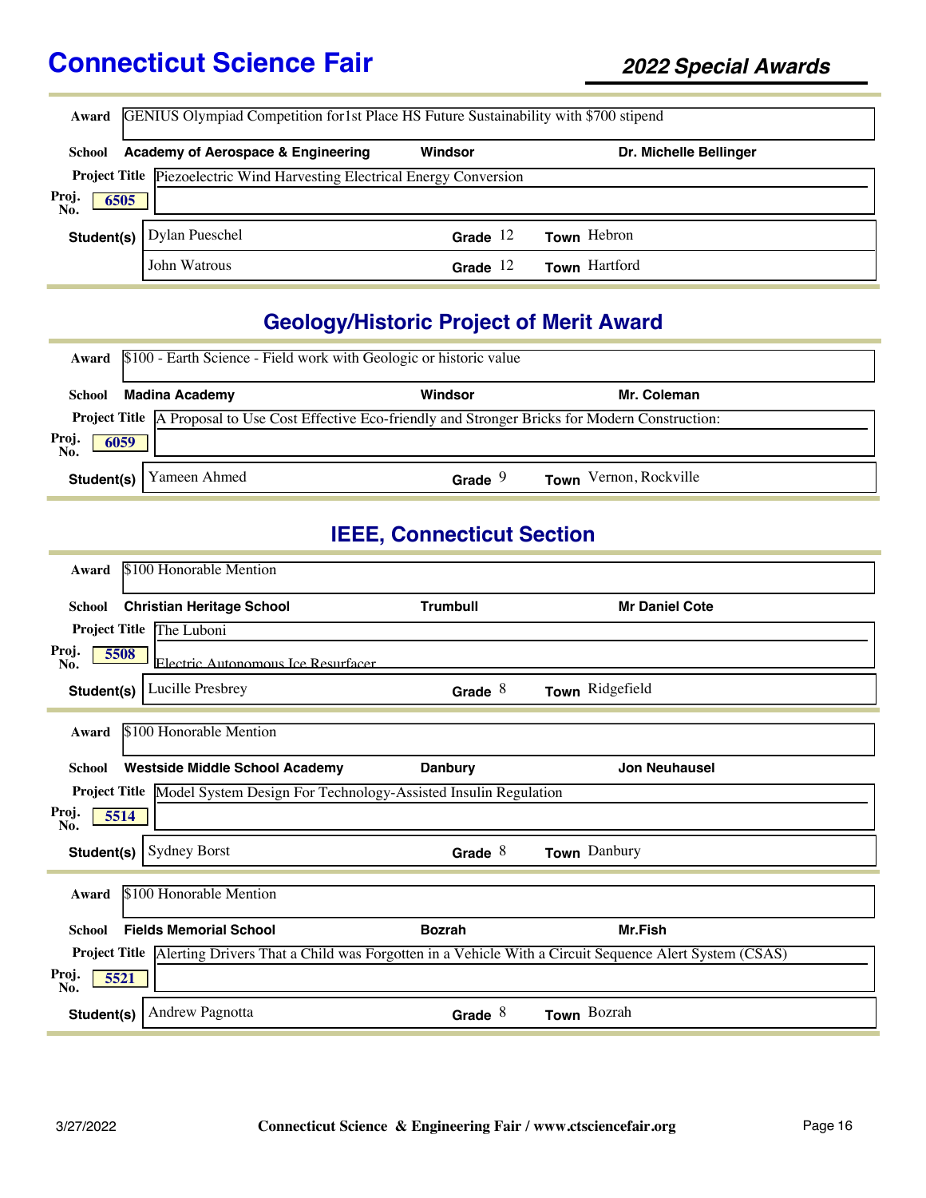**Award** GENIUS Olympiad Competition for1st Place HS Future Sustainability with $700 stipend

**School** **Academy of Aerospace & Engineering** | **Windsor** | **Dr. Michelle Bellinger**

**Project Title** Piezoelectric Wind Harvesting Electrical Energy Conversion

**Proj. No.** 6505

| Student(s) | Grade | Town |
|---|---|---|
| Dylan Pueschel | 12 | Hebron |
| John Watrous | 12 | Hartford |

## Geology/Historic Project of Merit Award

**Award** $100 - Earth Science - Field work with Geologic or historic value

**School** **Madina Academy** | **Windsor** | **Mr. Coleman**

**Project Title** A Proposal to Use Cost Effective Eco-friendly and Stronger Bricks for Modern Construction:

**Proj. No.** 6059

| Student(s) | Grade | Town |
|---|---|---|
| Yameen Ahmed | 9 | Vernon, Rockville |

## IEEE, Connecticut Section

**Award** $100 Honorable Mention

**School** **Christian Heritage School** | **Trumbull** | **Mr Daniel Cote**

**Project Title** The Luboni
Electric Autonomous Ice Resurfacer

**Proj. No.** 5508

| Student(s) | Grade | Town |
|---|---|---|
| Lucille Presbrey | 8 | Ridgefield |

**Award** $100 Honorable Mention

**School** **Westside Middle School Academy** | **Danbury** | **Jon Neuhausel**

**Project Title** Model System Design For Technology-Assisted Insulin Regulation

**Proj. No.** 5514

| Student(s) | Grade | Town |
|---|---|---|
| Sydney Borst | 8 | Danbury |

**Award** $100 Honorable Mention

**School** **Fields Memorial School** | **Bozrah** | **Mr.Fish**

**Project Title** Alerting Drivers That a Child was Forgotten in a Vehicle With a Circuit Sequence Alert System (CSAS)

**Proj. No.** 5521

| Student(s) | Grade | Town |
|---|---|---|
| Andrew Pagnotta | 8 | Bozrah |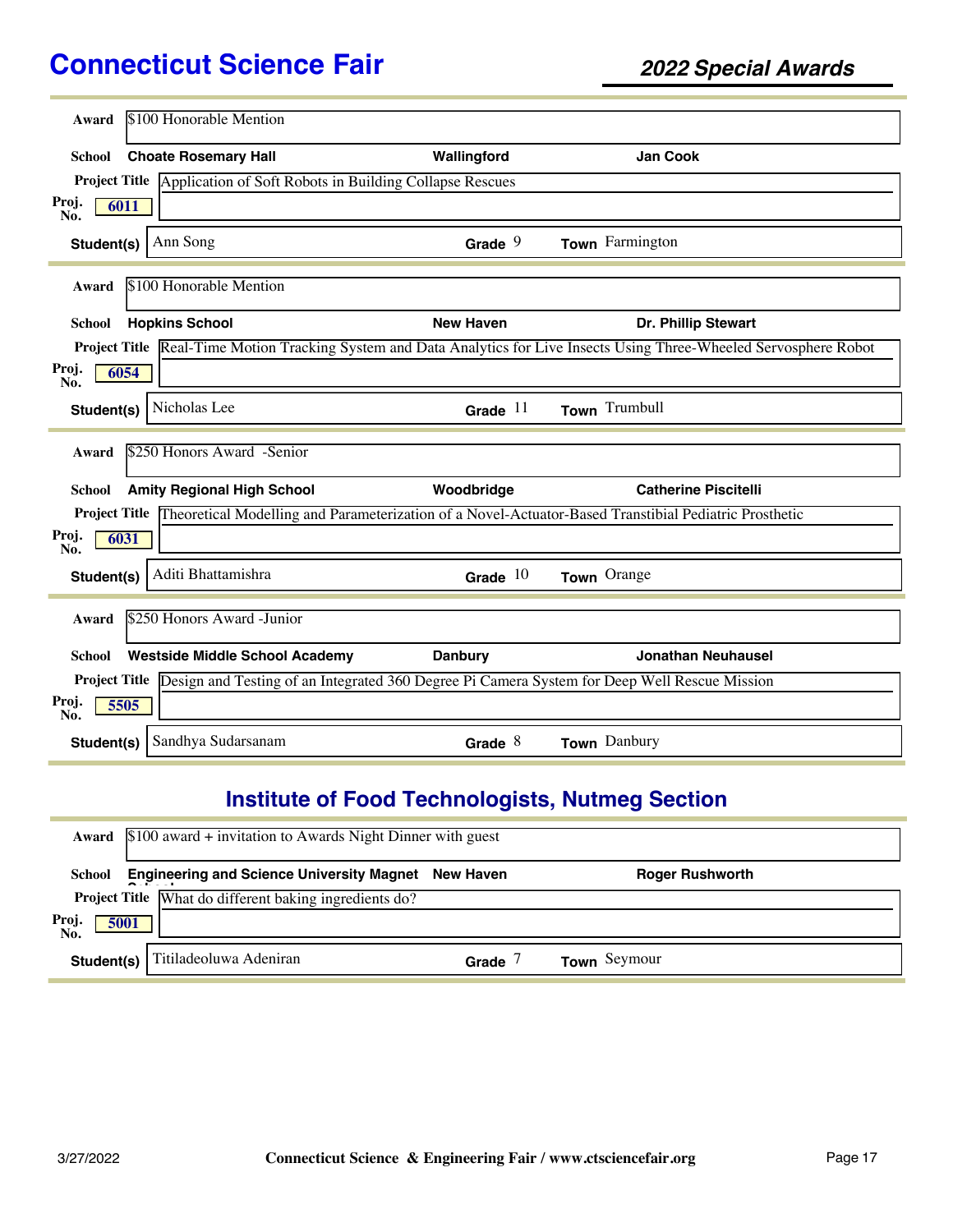# Connecticut Science Fair

## 2022 Special Awards

**Award** $100 Honorable Mention

**School** Choate Rosemary Hall | Wallingford | Jan Cook

**Project Title** Application of Soft Robots in Building Collapse Rescues

**Proj. No.** 6011

**Student(s)** Ann Song | **Grade** 9 | **Town** Farmington

---

**Award** $100 Honorable Mention

**School** Hopkins School | New Haven | Dr. Phillip Stewart

**Project Title** Real-Time Motion Tracking System and Data Analytics for Live Insects Using Three-Wheeled Servosphere Robot

**Proj. No.** 6054

**Student(s)** Nicholas Lee | **Grade** 11 | **Town** Trumbull

---

**Award** $250 Honors Award -Senior

**School** Amity Regional High School | Woodbridge | Catherine Piscitelli

**Project Title** Theoretical Modelling and Parameterization of a Novel-Actuator-Based Transtibial Pediatric Prosthetic

**Proj. No.** 6031

**Student(s)** Aditi Bhattamishra | **Grade** 10 | **Town** Orange

---

**Award** $250 Honors Award -Junior

**School** Westside Middle School Academy | Danbury | Jonathan Neuhausel

**Project Title** Design and Testing of an Integrated 360 Degree Pi Camera System for Deep Well Rescue Mission

**Proj. No.** 5505

**Student(s)** Sandhya Sudarsanam | **Grade** 8 | **Town** Danbury

---

## Institute of Food Technologists, Nutmeg Section

**Award** $100 award + invitation to Awards Night Dinner with guest

**School** Engineering and Science University Magnet School | New Haven | Roger Rushworth

**Project Title** What do different baking ingredients do?

**Proj. No.** 5001

**Student(s)** Titiladeoluwa Adeniran | **Grade** 7 | **Town** Seymour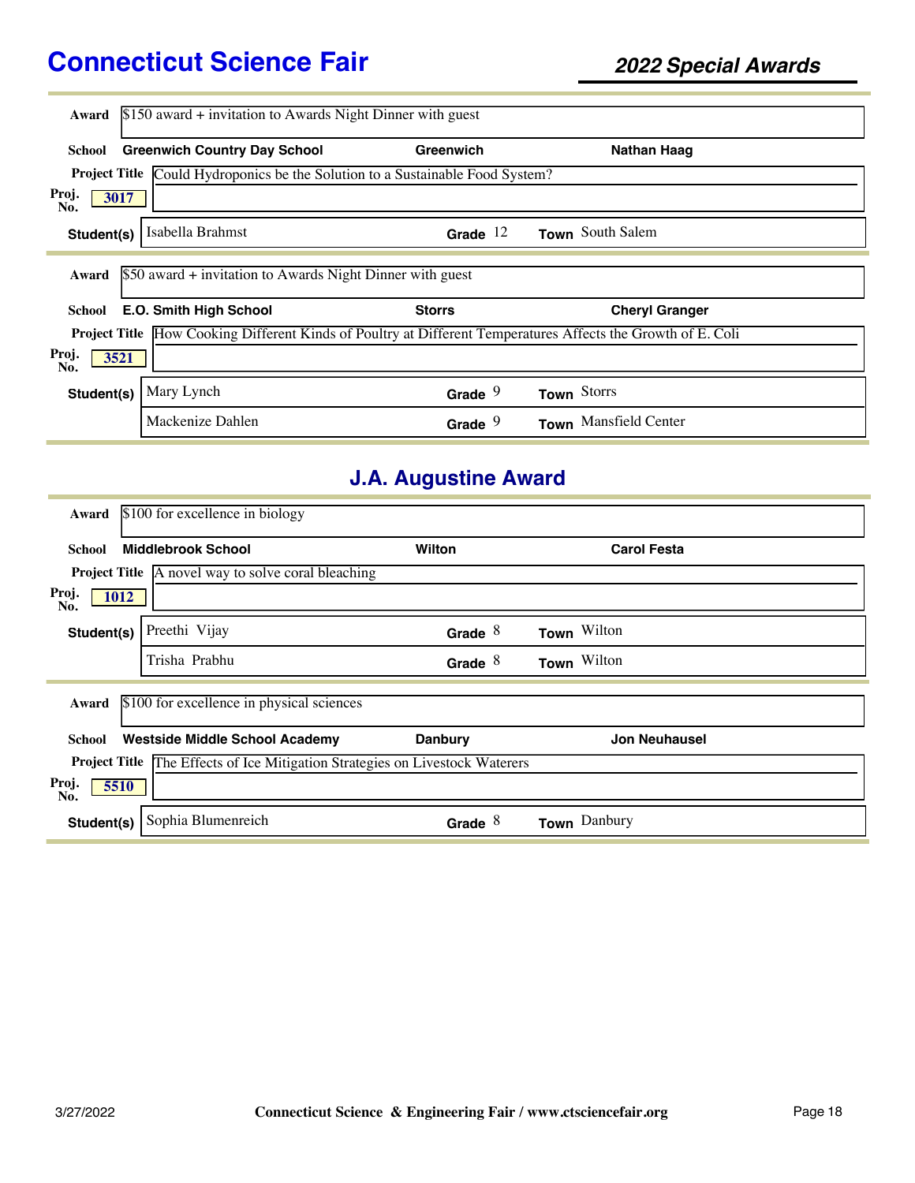# Connecticut Science Fair

## *2022 Special Awards*

**Award** $150 award + invitation to Awards Night Dinner with guest

**School** **Greenwich Country Day School** | **Greenwich** | **Nathan Haag**

**Project Title** Could Hydroponics be the Solution to a Sustainable Food System?

**Proj. No.** 3017

| Student(s) | Grade | Town |
|---|---|---|
| Isabella Brahmst | 12 | South Salem |

---

**Award** $50 award + invitation to Awards Night Dinner with guest

**School** **E.O. Smith High School** | **Storrs** | **Cheryl Granger**

**Project Title** How Cooking Different Kinds of Poultry at Different Temperatures Affects the Growth of E. Coli

**Proj. No.** 3521

| Student(s) | Grade | Town |
|---|---|---|
| Mary Lynch | 9 | Storrs |
| Mackenize Dahlen | 9 | Mansfield Center |

---

## J.A. Augustine Award

**Award** $100 for excellence in biology

**School** **Middlebrook School** | **Wilton** | **Carol Festa**

**Project Title** A novel way to solve coral bleaching

**Proj. No.** 1012

| Student(s) | Grade | Town |
|---|---|---|
| Preethi Vijay | 8 | Wilton |
| Trisha Prabhu | 8 | Wilton |

---

**Award** $100 for excellence in physical sciences

**School** **Westside Middle School Academy** | **Danbury** | **Jon Neuhausel**

**Project Title** The Effects of Ice Mitigation Strategies on Livestock Waterers

**Proj. No.** 5510

| Student(s) | Grade | Town |
|---|---|---|
| Sophia Blumenreich | 8 | Danbury |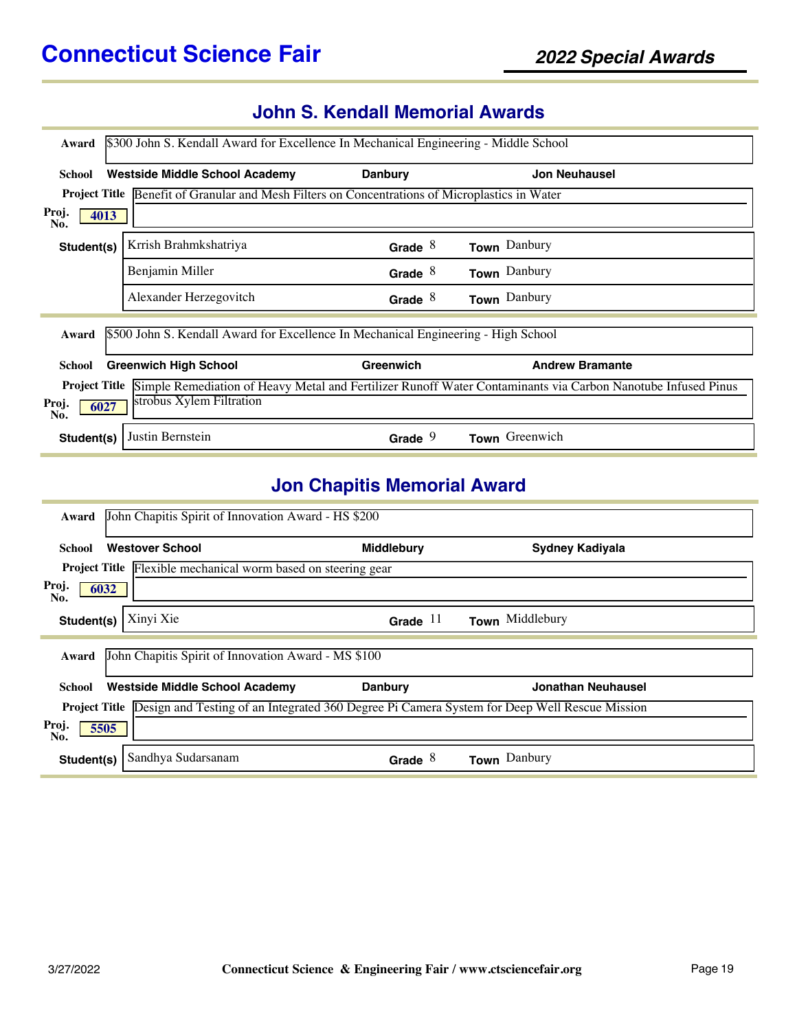## John S. Kendall Memorial Awards

**Award** $300 John S. Kendall Award for Excellence In Mechanical Engineering - Middle School

**School** Westside Middle School Academy | Danbury | Jon Neuhausel

**Project Title** Benefit of Granular and Mesh Filters on Concentrations of Microplastics in Water

**Proj. No.** 4013

| Student(s) | Grade | Town |
| --- | --- | --- |
| Krrish Brahmkshatriya | 8 | Danbury |
| Benjamin Miller | 8 | Danbury |
| Alexander Herzegovitch | 8 | Danbury |

**Award** $500 John S. Kendall Award for Excellence In Mechanical Engineering - High School

**School** Greenwich High School | Greenwich | Andrew Bramante

**Project Title** Simple Remediation of Heavy Metal and Fertilizer Runoff Water Contaminants via Carbon Nanotube Infused Pinus strobus Xylem Filtration

**Proj. No.** 6027

| Student(s) | Grade | Town |
| --- | --- | --- |
| Justin Bernstein | 9 | Greenwich |

## Jon Chapitis Memorial Award

**Award** John Chapitis Spirit of Innovation Award - HS $200

**School** Westover School | Middlebury | Sydney Kadiyala

**Project Title** Flexible mechanical worm based on steering gear

**Proj. No.** 6032

| Student(s) | Grade | Town |
| --- | --- | --- |
| Xinyi Xie | 11 | Middlebury |

**Award** John Chapitis Spirit of Innovation Award - MS $100

**School** Westside Middle School Academy | Danbury | Jonathan Neuhausel

**Project Title** Design and Testing of an Integrated 360 Degree Pi Camera System for Deep Well Rescue Mission

**Proj. No.** 5505

| Student(s) | Grade | Town |
| --- | --- | --- |
| Sandhya Sudarsanam | 8 | Danbury |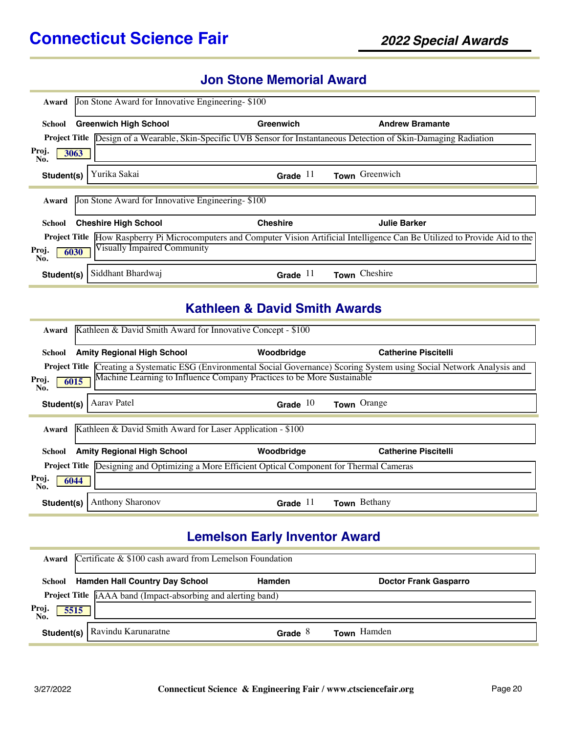# Connecticut Science Fair

## 2022 Special Awards

### Jon Stone Memorial Award

**Award** Jon Stone Award for Innovative Engineering- $100

**School** Greenwich High School — Greenwich — Andrew Bramante

**Project Title** Design of a Wearable, Skin-Specific UVB Sensor for Instantaneous Detection of Skin-Damaging Radiation

**Proj. No.** 3063

**Student(s)** Yurika Sakai — **Grade** 11 — **Town** Greenwich

---

**Award** Jon Stone Award for Innovative Engineering- $100

**School** Cheshire High School — Cheshire — Julie Barker

**Project Title** How Raspberry Pi Microcomputers and Computer Vision Artificial Intelligence Can Be Utilized to Provide Aid to the Visually Impaired Community

**Proj. No.** 6030

**Student(s)** Siddhant Bhardwaj — **Grade** 11 — **Town** Cheshire

### Kathleen & David Smith Awards

**Award** Kathleen & David Smith Award for Innovative Concept - $100

**School** Amity Regional High School — Woodbridge — Catherine Piscitelli

**Project Title** Creating a Systematic ESG (Environmental Social Governance) Scoring System using Social Network Analysis and Machine Learning to Influence Company Practices to be More Sustainable

**Proj. No.** 6015

**Student(s)** Aarav Patel — **Grade** 10 — **Town** Orange

---

**Award** Kathleen & David Smith Award for Laser Application - $100

**School** Amity Regional High School — Woodbridge — Catherine Piscitelli

**Project Title** Designing and Optimizing a More Efficient Optical Component for Thermal Cameras

**Proj. No.** 6044

**Student(s)** Anthony Sharonov — **Grade** 11 — **Town** Bethany

### Lemelson Early Inventor Award

**Award** Certificate & $100 cash award from Lemelson Foundation

**School** Hamden Hall Country Day School — Hamden — Doctor Frank Gasparro

**Project Title** iAAA band (Impact-absorbing and alerting band)

**Proj. No.** 5515

**Student(s)** Ravindu Karunaratne — **Grade** 8 — **Town** Hamden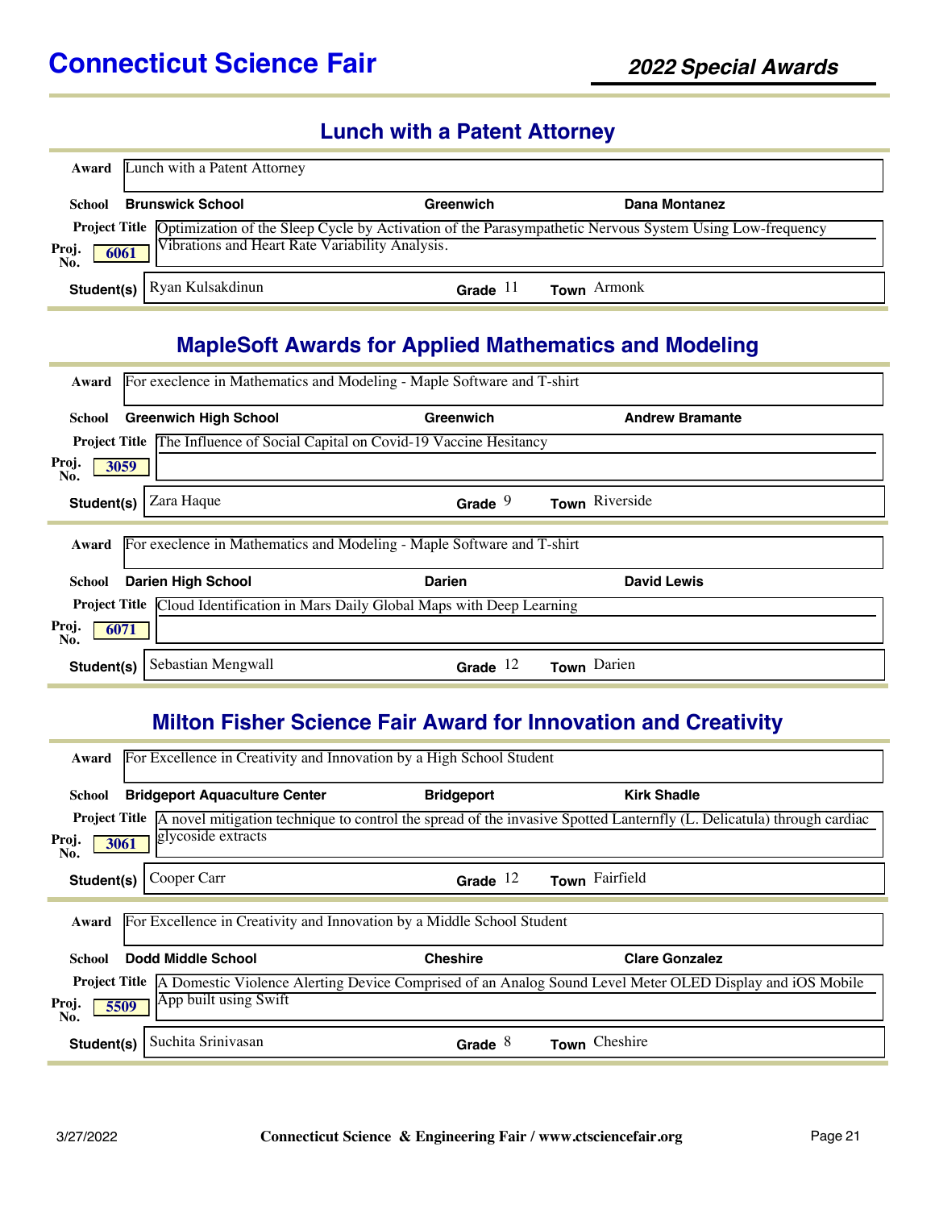# Connecticut Science Fair

## Lunch with a Patent Attorney

**Award** Lunch with a Patent Attorney

**School** Brunswick School — Greenwich — Dana Montanez

**Project Title** Optimization of the Sleep Cycle by Activation of the Parasympathetic Nervous System Using Low-frequency Vibrations and Heart Rate Variability Analysis.

**Proj. No.** 6061

**Student(s)** Ryan Kulsakdinun — **Grade** 11 — **Town** Armonk

## MapleSoft Awards for Applied Mathematics and Modeling

**Award** For execlence in Mathematics and Modeling - Maple Software and T-shirt

**School** Greenwich High School — Greenwich — Andrew Bramante

**Project Title** The Influence of Social Capital on Covid-19 Vaccine Hesitancy

**Proj. No.** 3059

**Student(s)** Zara Haque — **Grade** 9 — **Town** Riverside

---

**Award** For execlence in Mathematics and Modeling - Maple Software and T-shirt

**School** Darien High School — Darien — David Lewis

**Project Title** Cloud Identification in Mars Daily Global Maps with Deep Learning

**Proj. No.** 6071

**Student(s)** Sebastian Mengwall — **Grade** 12 — **Town** Darien

## Milton Fisher Science Fair Award for Innovation and Creativity

**Award** For Excellence in Creativity and Innovation by a High School Student

**School** Bridgeport Aquaculture Center — Bridgeport — Kirk Shadle

**Project Title** A novel mitigation technique to control the spread of the invasive Spotted Lanternfly (L. Delicatula) through cardiac glycoside extracts

**Proj. No.** 3061

**Student(s)** Cooper Carr — **Grade** 12 — **Town** Fairfield

---

**Award** For Excellence in Creativity and Innovation by a Middle School Student

**School** Dodd Middle School — Cheshire — Clare Gonzalez

**Project Title** A Domestic Violence Alerting Device Comprised of an Analog Sound Level Meter OLED Display and iOS Mobile App built using Swift

**Proj. No.** 5509

**Student(s)** Suchita Srinivasan — **Grade** 8 — **Town** Cheshire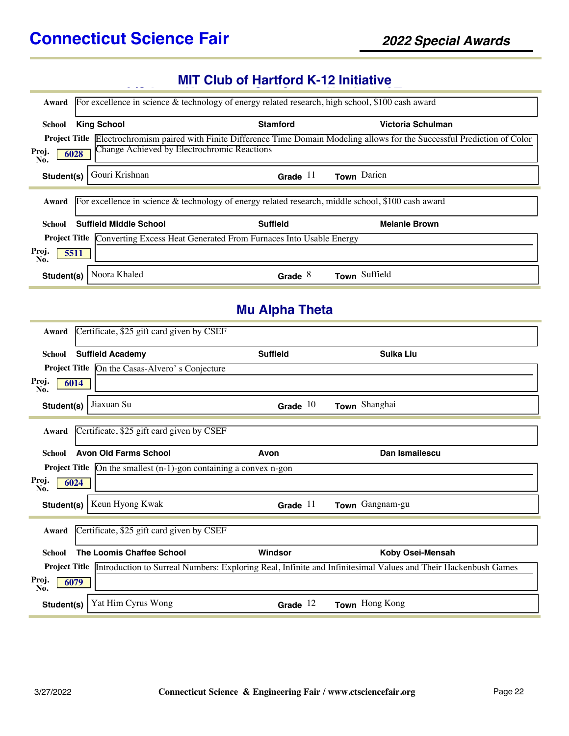# Connecticut Science Fair

## 2022 Special Awards

## MIT Club of Hartford K-12 Initiative

**Award** For excellence in science & technology of energy related research, high school, $100 cash award

**School** King School | Stamford | Victoria Schulman

**Project Title** Electrochromism paired with Finite Difference Time Domain Modeling allows for the Successful Prediction of Color Change Achieved by Electrochromic Reactions

**Proj. No.** 6028

**Student(s)** Gouri Krishnan | **Grade** 11 | **Town** Darien

---

**Award** For excellence in science & technology of energy related research, middle school, $100 cash award

**School** Suffield Middle School | Suffield | Melanie Brown

**Project Title** Converting Excess Heat Generated From Furnaces Into Usable Energy

**Proj. No.** 5511

**Student(s)** Noora Khaled | **Grade** 8 | **Town** Suffield

---

## Mu Alpha Theta

**Award** Certificate, $25 gift card given by CSEF

**School** Suffield Academy | Suffield | Suika Liu

**Project Title** On the Casas-Alvero' s Conjecture

**Proj. No.** 6014

**Student(s)** Jiaxuan Su | **Grade** 10 | **Town** Shanghai

---

**Award** Certificate, $25 gift card given by CSEF

**School** Avon Old Farms School | Avon | Dan Ismailescu

**Project Title** On the smallest (n-1)-gon containing a convex n-gon

**Proj. No.** 6024

**Student(s)** Keun Hyong Kwak | **Grade** 11 | **Town** Gangnam-gu

---

**Award** Certificate, $25 gift card given by CSEF

**School** The Loomis Chaffee School | Windsor | Koby Osei-Mensah

**Project Title** Introduction to Surreal Numbers: Exploring Real, Infinite and Infinitesimal Values and Their Hackenbush Games

**Proj. No.** 6079

**Student(s)** Yat Him Cyrus Wong | **Grade** 12 | **Town** Hong Kong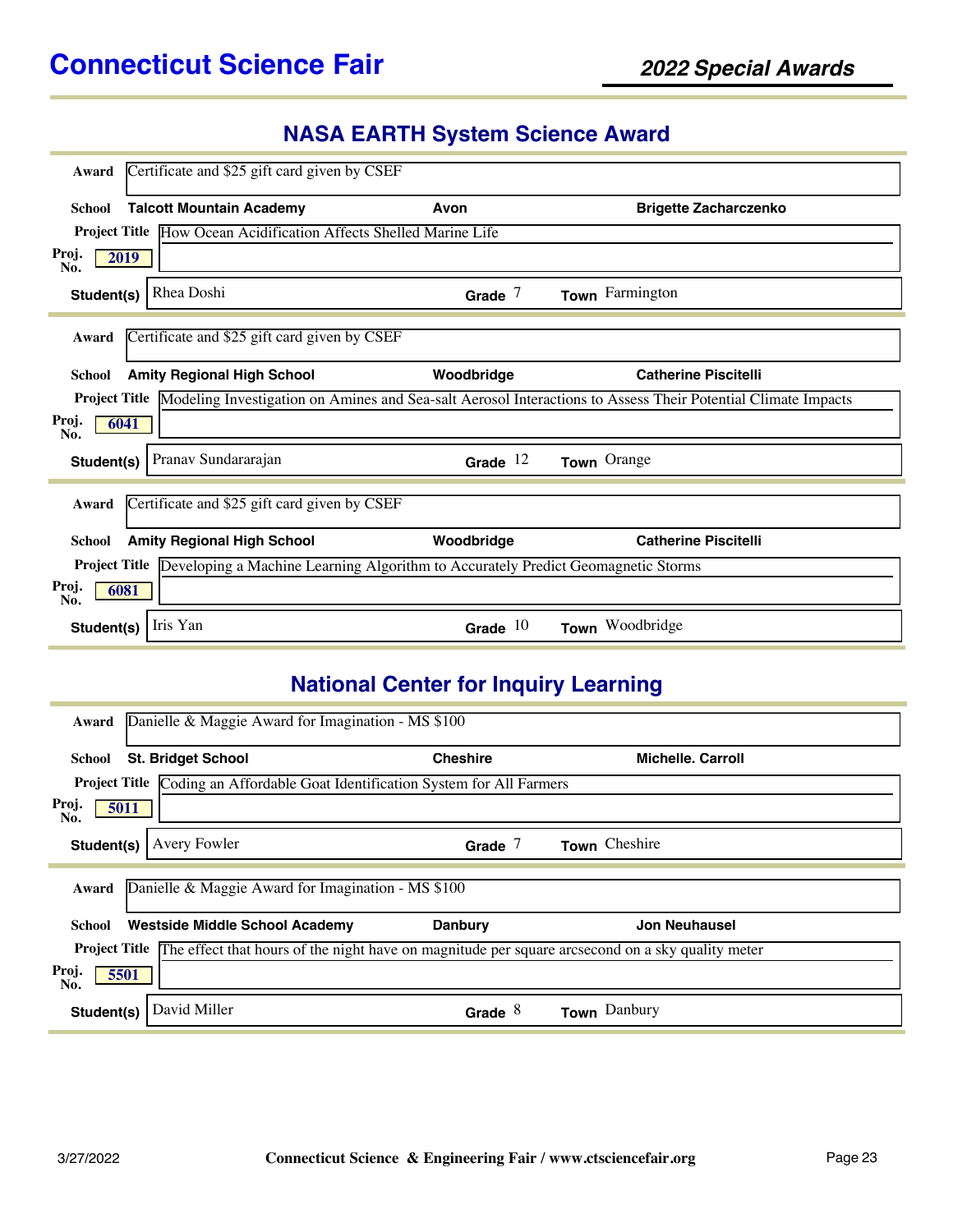# Connecticut Science Fair

## 2022 Special Awards

## NASA EARTH System Science Award

**Award** Certificate and $25 gift card given by CSEF

**School** **Talcott Mountain Academy** | **Avon** | **Brigette Zacharczenko**

**Project Title** How Ocean Acidification Affects Shelled Marine Life

**Proj. No.** 2019

**Student(s)** Rhea Doshi | **Grade** 7 | **Town** Farmington

---

**Award** Certificate and $25 gift card given by CSEF

**School** **Amity Regional High School** | **Woodbridge** | **Catherine Piscitelli**

**Project Title** Modeling Investigation on Amines and Sea-salt Aerosol Interactions to Assess Their Potential Climate Impacts

**Proj. No.** 6041

**Student(s)** Pranav Sundararajan | **Grade** 12 | **Town** Orange

---

**Award** Certificate and $25 gift card given by CSEF

**School** **Amity Regional High School** | **Woodbridge** | **Catherine Piscitelli**

**Project Title** Developing a Machine Learning Algorithm to Accurately Predict Geomagnetic Storms

**Proj. No.** 6081

**Student(s)** Iris Yan | **Grade** 10 | **Town** Woodbridge

## National Center for Inquiry Learning

**Award** Danielle & Maggie Award for Imagination - MS $100

**School** **St. Bridget School** | **Cheshire** | **Michelle. Carroll**

**Project Title** Coding an Affordable Goat Identification System for All Farmers

**Proj. No.** 5011

**Student(s)** Avery Fowler | **Grade** 7 | **Town** Cheshire

---

**Award** Danielle & Maggie Award for Imagination - MS $100

**School** **Westside Middle School Academy** | **Danbury** | **Jon Neuhausel**

**Project Title** The effect that hours of the night have on magnitude per square arcsecond on a sky quality meter

**Proj. No.** 5501

**Student(s)** David Miller | **Grade** 8 | **Town** Danbury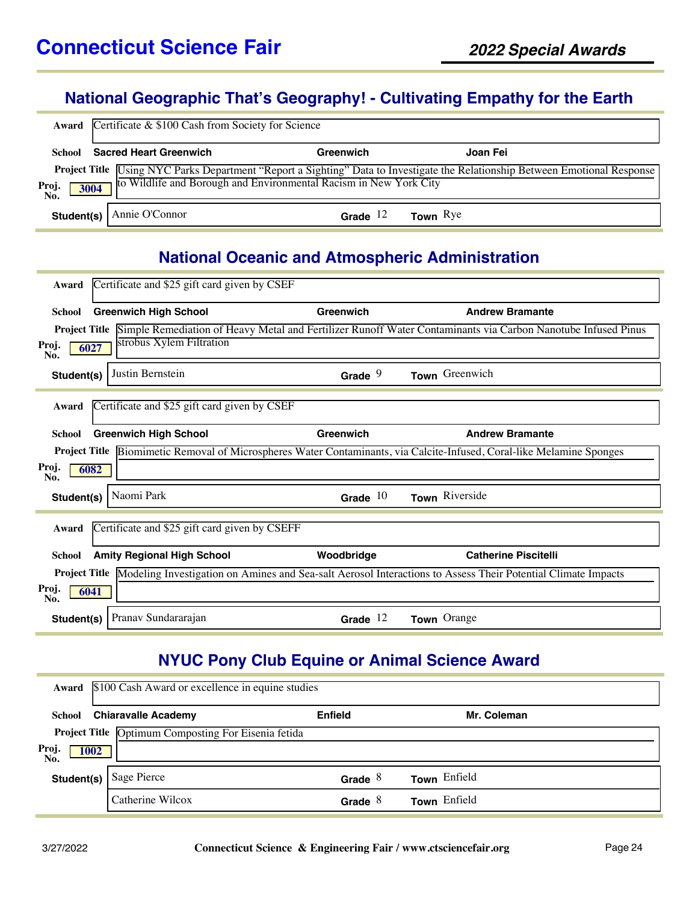# Connecticut Science Fair

## 2022 Special Awards

## National Geographic That's Geography! - Cultivating Empathy for the Earth

**Award** Certificate & $100 Cash from Society for Science

**School** Sacred Heart Greenwich | Greenwich | Joan Fei

**Project Title** Using NYC Parks Department "Report a Sighting" Data to Investigate the Relationship Between Emotional Response to Wildlife and Borough and Environmental Racism in New York City

**Proj. No.** 3004

| Student(s) | Grade | Town |
|---|---|---|
| Annie O'Connor | 12 | Rye |

## National Oceanic and Atmospheric Administration

**Award** Certificate and $25 gift card given by CSEF

**School** Greenwich High School | Greenwich | Andrew Bramante

**Project Title** Simple Remediation of Heavy Metal and Fertilizer Runoff Water Contaminants via Carbon Nanotube Infused Pinus strobus Xylem Filtration

**Proj. No.** 6027

| Student(s) | Grade | Town |
|---|---|---|
| Justin Bernstein | 9 | Greenwich |

**Award** Certificate and $25 gift card given by CSEF

**School** Greenwich High School | Greenwich | Andrew Bramante

**Project Title** Biomimetic Removal of Microspheres Water Contaminants, via Calcite-Infused, Coral-like Melamine Sponges

**Proj. No.** 6082

| Student(s) | Grade | Town |
|---|---|---|
| Naomi Park | 10 | Riverside |

**Award** Certificate and $25 gift card given by CSEFF

**School** Amity Regional High School | Woodbridge | Catherine Piscitelli

**Project Title** Modeling Investigation on Amines and Sea-salt Aerosol Interactions to Assess Their Potential Climate Impacts

**Proj. No.** 6041

| Student(s) | Grade | Town |
|---|---|---|
| Pranav Sundararajan | 12 | Orange |

## NYUC Pony Club Equine or Animal Science Award

**Award** $100 Cash Award or excellence in equine studies

**School** Chiaravalle Academy | Enfield | Mr. Coleman

**Project Title** Optimum Composting For Eisenia fetida

**Proj. No.** 1002

| Student(s) | Grade | Town |
|---|---|---|
| Sage Pierce | 8 | Enfield |
| Catherine Wilcox | 8 | Enfield |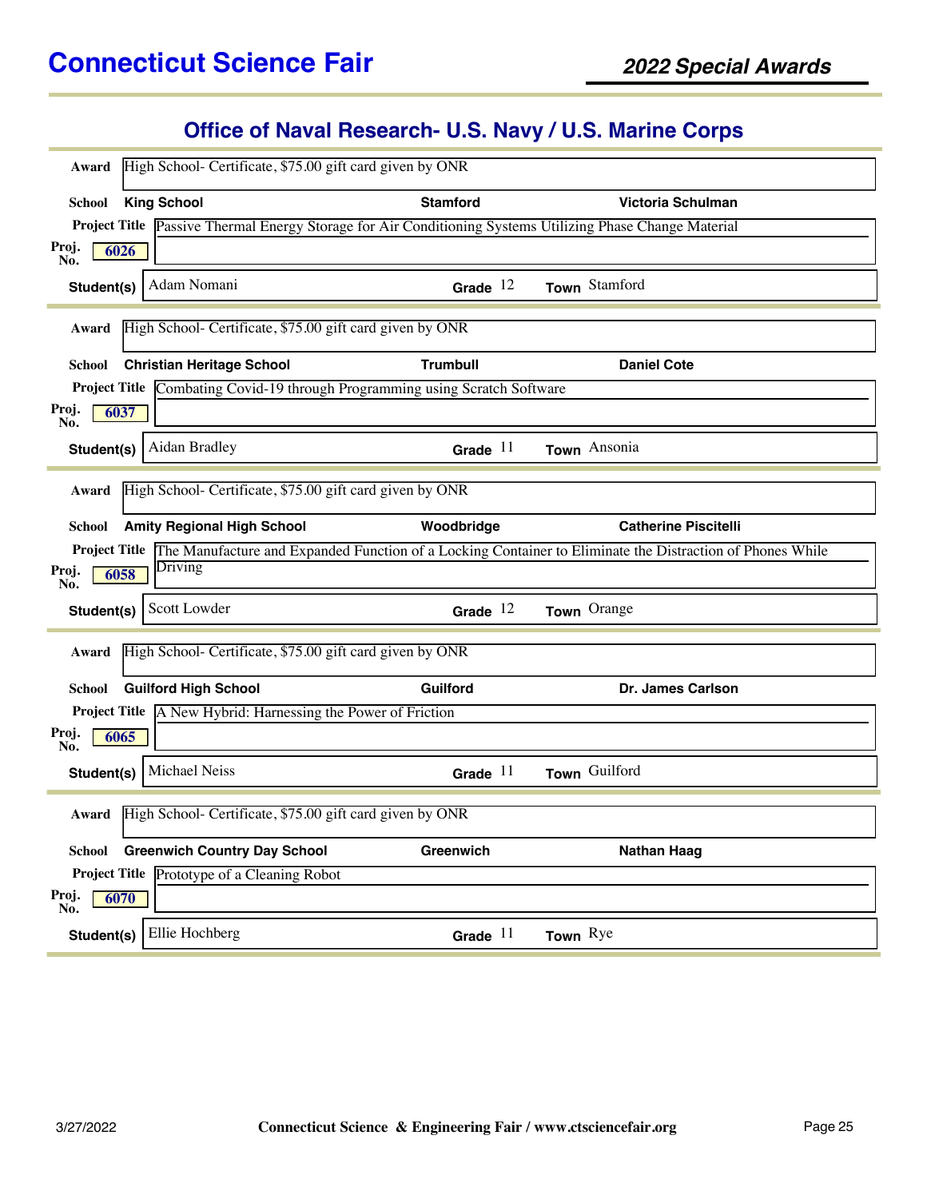# Connecticut Science Fair

*2022 Special Awards*

## Office of Naval Research- U.S. Navy / U.S. Marine Corps

**Award** High School- Certificate, $75.00 gift card given by ONR

**School** **King School** | **Stamford** | **Victoria Schulman**

**Project Title** Passive Thermal Energy Storage for Air Conditioning Systems Utilizing Phase Change Material

**Proj. No.** 6026

**Student(s)** Adam Nomani | **Grade** 12 | **Town** Stamford

---

**Award** High School- Certificate, $75.00 gift card given by ONR

**School** **Christian Heritage School** | **Trumbull** | **Daniel Cote**

**Project Title** Combating Covid-19 through Programming using Scratch Software

**Proj. No.** 6037

**Student(s)** Aidan Bradley | **Grade** 11 | **Town** Ansonia

---

**Award** High School- Certificate, $75.00 gift card given by ONR

**School** **Amity Regional High School** | **Woodbridge** | **Catherine Piscitelli**

**Project Title** The Manufacture and Expanded Function of a Locking Container to Eliminate the Distraction of Phones While Driving

**Proj. No.** 6058

**Student(s)** Scott Lowder | **Grade** 12 | **Town** Orange

---

**Award** High School- Certificate, $75.00 gift card given by ONR

**School** **Guilford High School** | **Guilford** | **Dr. James Carlson**

**Project Title** A New Hybrid: Harnessing the Power of Friction

**Proj. No.** 6065

**Student(s)** Michael Neiss | **Grade** 11 | **Town** Guilford

---

**Award** High School- Certificate, $75.00 gift card given by ONR

**School** **Greenwich Country Day School** | **Greenwich** | **Nathan Haag**

**Project Title** Prototype of a Cleaning Robot

**Proj. No.** 6070

**Student(s)** Ellie Hochberg | **Grade** 11 | **Town** Rye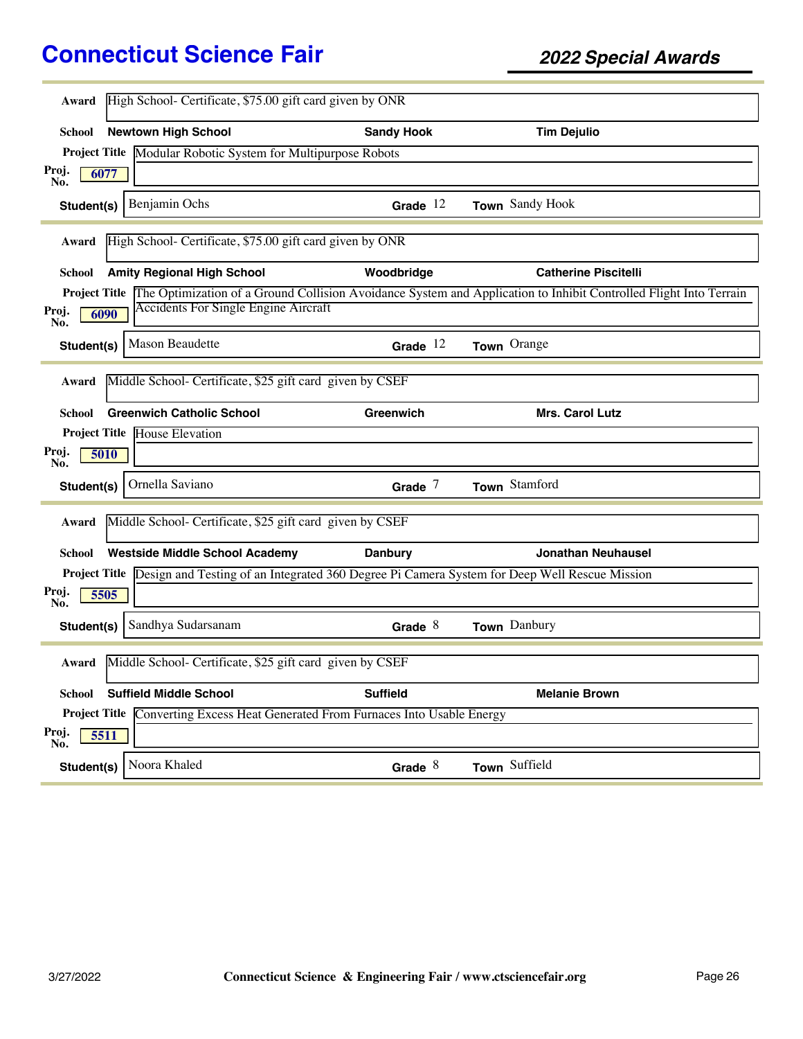# Connecticut Science Fair

## 2022 Special Awards

---

**Award** High School- Certificate, $75.00 gift card given by ONR

**School** Newtown High School | Sandy Hook | Tim Dejulio

**Project Title** Modular Robotic System for Multipurpose Robots

**Proj. No.** 6077

**Student(s)** Benjamin Ochs | **Grade** 12 | **Town** Sandy Hook

---

**Award** High School- Certificate, $75.00 gift card given by ONR

**School** Amity Regional High School | Woodbridge | Catherine Piscitelli

**Project Title** The Optimization of a Ground Collision Avoidance System and Application to Inhibit Controlled Flight Into Terrain Accidents For Single Engine Aircraft

**Proj. No.** 6090

**Student(s)** Mason Beaudette | **Grade** 12 | **Town** Orange

---

**Award** Middle School- Certificate, $25 gift card given by CSEF

**School** Greenwich Catholic School | Greenwich | Mrs. Carol Lutz

**Project Title** House Elevation

**Proj. No.** 5010

**Student(s)** Ornella Saviano | **Grade** 7 | **Town** Stamford

---

**Award** Middle School- Certificate, $25 gift card given by CSEF

**School** Westside Middle School Academy | Danbury | Jonathan Neuhausel

**Project Title** Design and Testing of an Integrated 360 Degree Pi Camera System for Deep Well Rescue Mission

**Proj. No.** 5505

**Student(s)** Sandhya Sudarsanam | **Grade** 8 | **Town** Danbury

---

**Award** Middle School- Certificate, $25 gift card given by CSEF

**School** Suffield Middle School | Suffield | Melanie Brown

**Project Title** Converting Excess Heat Generated From Furnaces Into Usable Energy

**Proj. No.** 5511

**Student(s)** Noora Khaled | **Grade** 8 | **Town** Suffield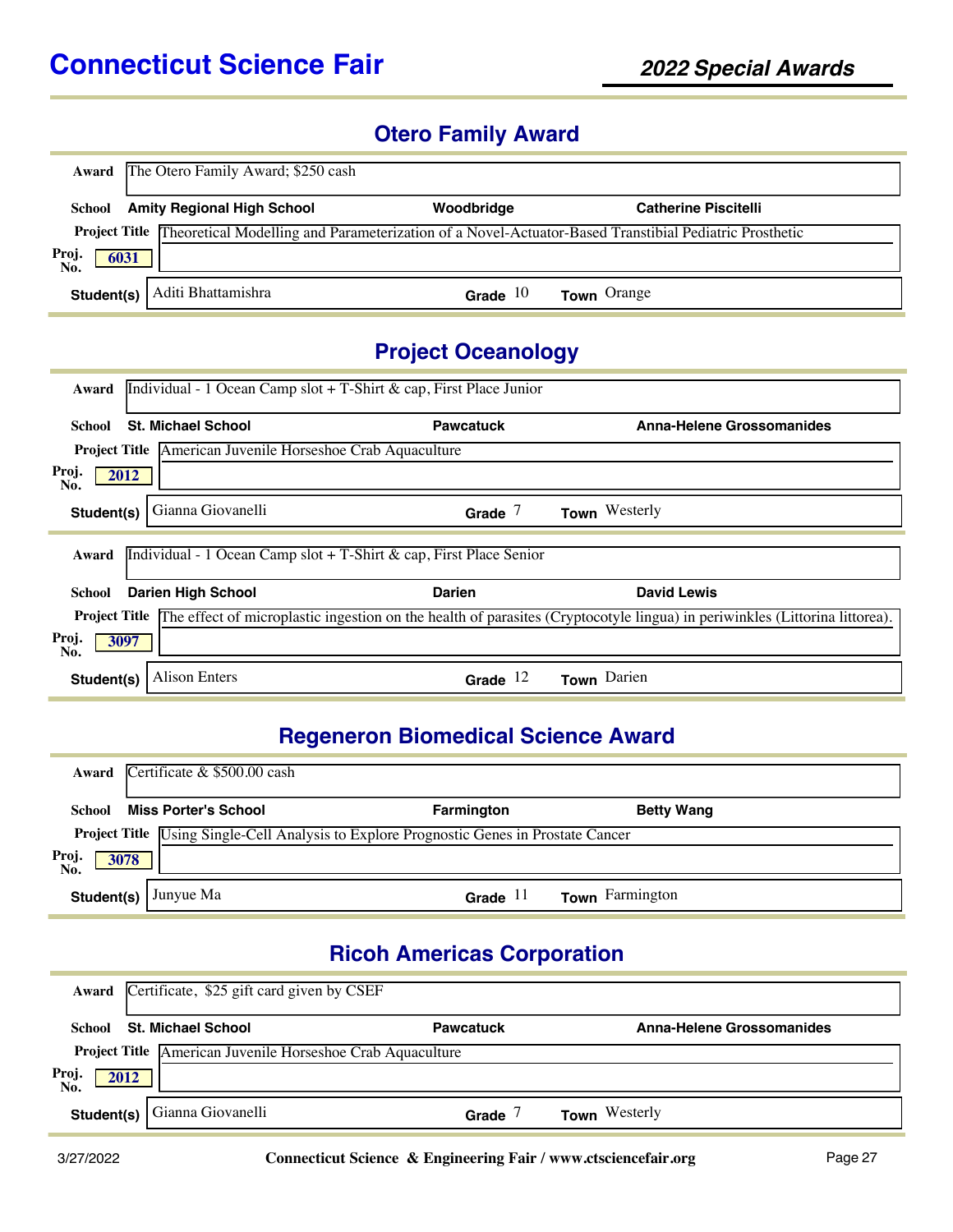## Otero Family Award

**Award** The Otero Family Award; $250 cash

**School** Amity Regional High School | Woodbridge | Catherine Piscitelli

**Project Title** Theoretical Modelling and Parameterization of a Novel-Actuator-Based Transtibial Pediatric Prosthetic

**Proj. No.** 6031

**Student(s)** Aditi Bhattamishra | **Grade** 10 | **Town** Orange

## Project Oceanology

**Award** Individual - 1 Ocean Camp slot + T-Shirt & cap, First Place Junior

**School** St. Michael School | Pawcatuck | Anna-Helene Grossomanides

**Project Title** American Juvenile Horseshoe Crab Aquaculture

**Proj. No.** 2012

**Student(s)** Gianna Giovanelli | **Grade** 7 | **Town** Westerly

**Award** Individual - 1 Ocean Camp slot + T-Shirt & cap, First Place Senior

**School** Darien High School | Darien | David Lewis

**Project Title** The effect of microplastic ingestion on the health of parasites (Cryptocotyle lingua) in periwinkles (Littorina littorea).

**Proj. No.** 3097

**Student(s)** Alison Enters | **Grade** 12 | **Town** Darien

## Regeneron Biomedical Science Award

**Award** Certificate & $500.00 cash

**School** Miss Porter's School | Farmington | Betty Wang

**Project Title** Using Single-Cell Analysis to Explore Prognostic Genes in Prostate Cancer

**Proj. No.** 3078

**Student(s)** Junyue Ma | **Grade** 11 | **Town** Farmington

## Ricoh Americas Corporation

**Award** Certificate, $25 gift card given by CSEF

**School** St. Michael School | Pawcatuck | Anna-Helene Grossomanides

**Project Title** American Juvenile Horseshoe Crab Aquaculture

**Proj. No.** 2012

**Student(s)** Gianna Giovanelli | **Grade** 7 | **Town** Westerly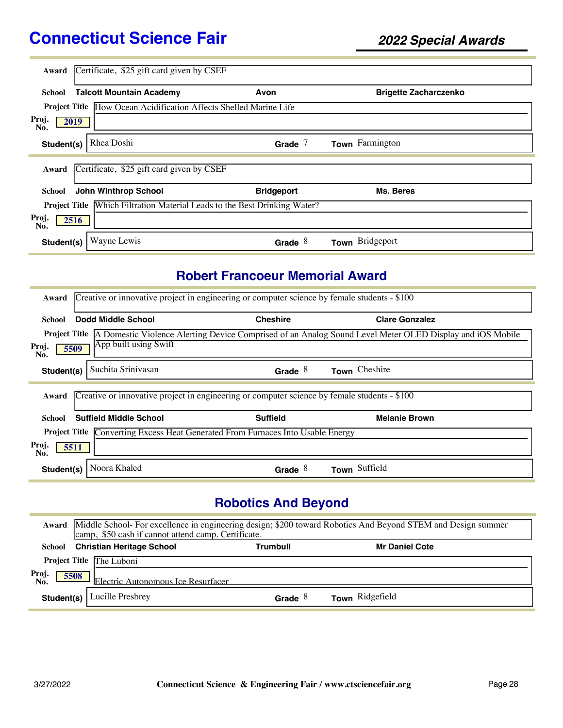| | |
|---|---|
| **Award** | Certificate, $25 gift card given by CSEF |
| **School** | **Talcott Mountain Academy** — **Avon** — **Brigette Zacharczenko** |
| **Project Title** | How Ocean Acidification Affects Shelled Marine Life |
| **Proj. No.** | 2019 |
| **Student(s)** | Rhea Doshi — **Grade** 7 — **Town** Farmington |

| | |
|---|---|
| **Award** | Certificate, $25 gift card given by CSEF |
| **School** | **John Winthrop School** — **Bridgeport** — **Ms. Beres** |
| **Project Title** | Which Filtration Material Leads to the Best Drinking Water? |
| **Proj. No.** | 2516 |
| **Student(s)** | Wayne Lewis — **Grade** 8 — **Town** Bridgeport |

## Robert Francoeur Memorial Award

| | |
|---|---|
| **Award** | Creative or innovative project in engineering or computer science by female students - $100 |
| **School** | **Dodd Middle School** — **Cheshire** — **Clare Gonzalez** |
| **Project Title** | A Domestic Violence Alerting Device Comprised of an Analog Sound Level Meter OLED Display and iOS Mobile App built using Swift |
| **Proj. No.** | 5509 |
| **Student(s)** | Suchita Srinivasan — **Grade** 8 — **Town** Cheshire |

| | |
|---|---|
| **Award** | Creative or innovative project in engineering or computer science by female students - $100 |
| **School** | **Suffield Middle School** — **Suffield** — **Melanie Brown** |
| **Project Title** | Converting Excess Heat Generated From Furnaces Into Usable Energy |
| **Proj. No.** | 5511 |
| **Student(s)** | Noora Khaled — **Grade** 8 — **Town** Suffield |

## Robotics And Beyond

| | |
|---|---|
| **Award** | Middle School- For excellence in engineering design; $200 toward Robotics And Beyond STEM and Design summer camp, $50 cash if cannot attend camp. Certificate. |
| **School** | **Christian Heritage School** — **Trumbull** — **Mr Daniel Cote** |
| **Project Title** | The Luboni Electric Autonomous Ice Resurfacer |
| **Proj. No.** | 5508 |
| **Student(s)** | Lucille Presbrey — **Grade** 8 — **Town** Ridgefield |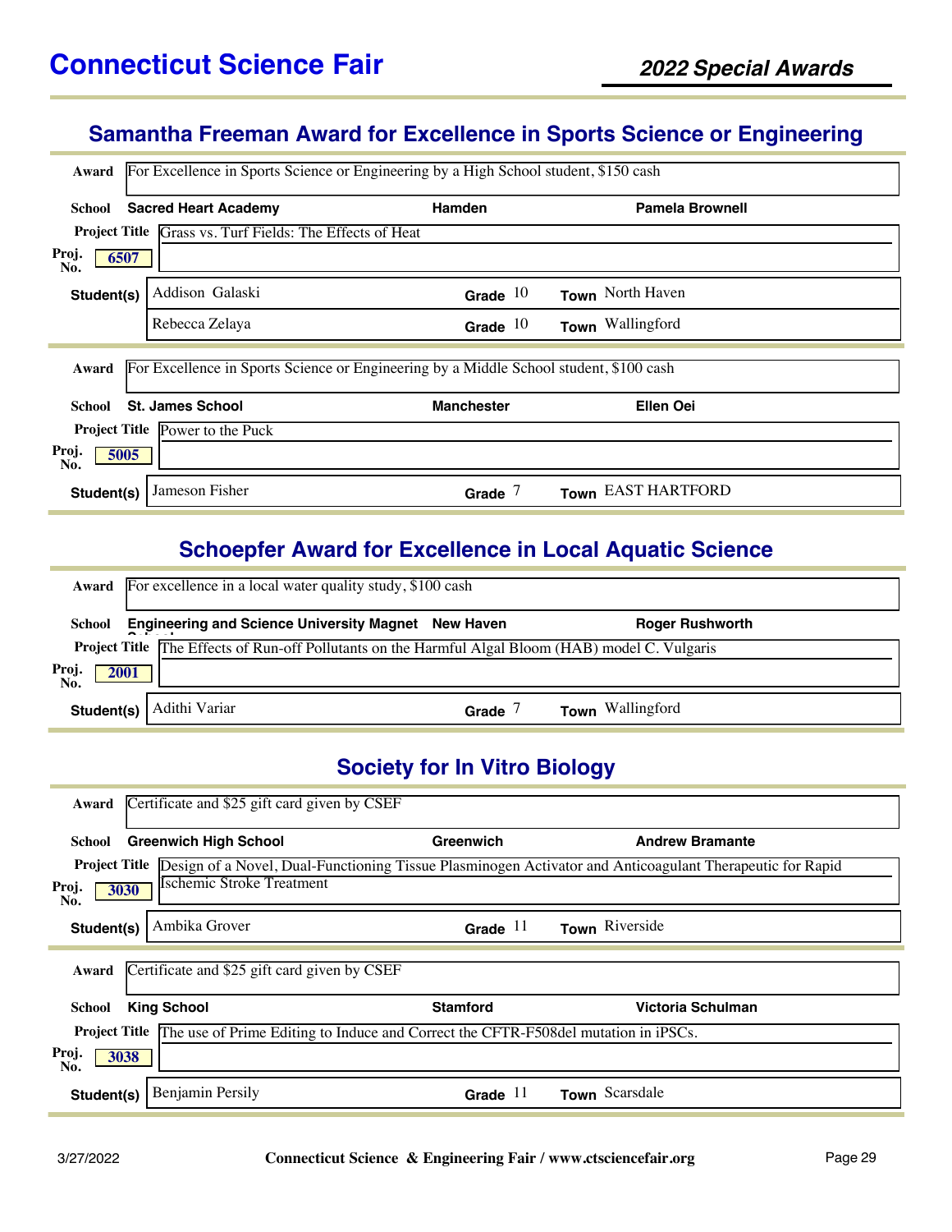# Connecticut Science Fair

## 2022 Special Awards

## Samantha Freeman Award for Excellence in Sports Science or Engineering

**Award** For Excellence in Sports Science or Engineering by a High School student, $150 cash

**School** Sacred Heart Academy | Hamden | Pamela Brownell

**Project Title** Grass vs. Turf Fields: The Effects of Heat

**Proj. No.** 6507

| Student(s) | Grade | Town |
|---|---|---|
| Addison Galaski | 10 | North Haven |
| Rebecca Zelaya | 10 | Wallingford |

**Award** For Excellence in Sports Science or Engineering by a Middle School student, $100 cash

**School** St. James School | Manchester | Ellen Oei

**Project Title** Power to the Puck

**Proj. No.** 5005

| Student(s) | Grade | Town |
|---|---|---|
| Jameson Fisher | 7 | EAST HARTFORD |

## Schoepfer Award for Excellence in Local Aquatic Science

**Award** For excellence in a local water quality study, $100 cash

**School** Engineering and Science University Magnet School | New Haven | Roger Rushworth

**Project Title** The Effects of Run-off Pollutants on the Harmful Algal Bloom (HAB) model C. Vulgaris

**Proj. No.** 2001

| Student(s) | Grade | Town |
|---|---|---|
| Adithi Variar | 7 | Wallingford |

## Society for In Vitro Biology

**Award** Certificate and $25 gift card given by CSEF

**School** Greenwich High School | Greenwich | Andrew Bramante

**Project Title** Design of a Novel, Dual-Functioning Tissue Plasminogen Activator and Anticoagulant Therapeutic for Rapid Ischemic Stroke Treatment

**Proj. No.** 3030

| Student(s) | Grade | Town |
|---|---|---|
| Ambika Grover | 11 | Riverside |

**Award** Certificate and $25 gift card given by CSEF

**School** King School | Stamford | Victoria Schulman

**Project Title** The use of Prime Editing to Induce and Correct the CFTR-F508del mutation in iPSCs.

**Proj. No.** 3038

| Student(s) | Grade | Town |
|---|---|---|
| Benjamin Persily | 11 | Scarsdale |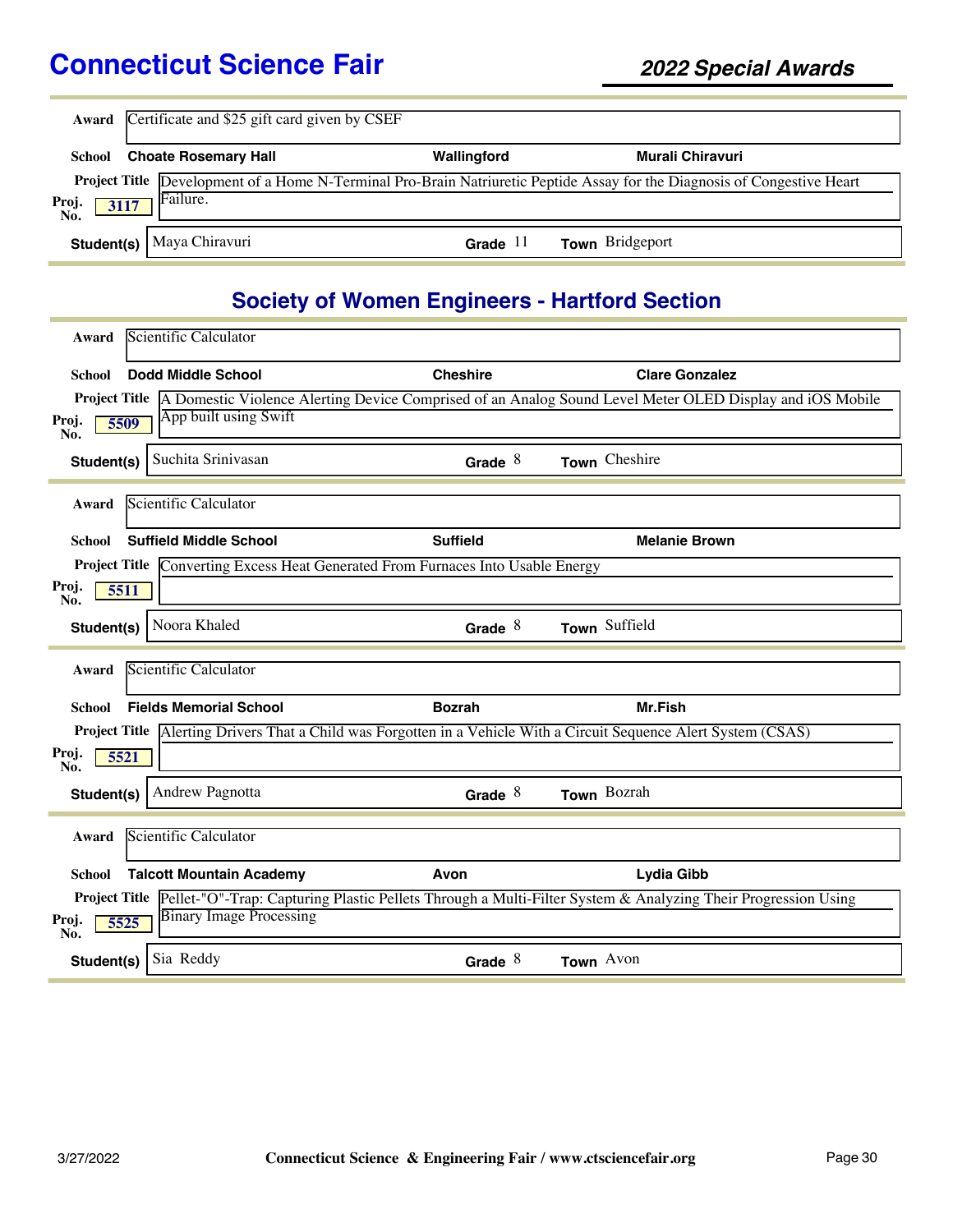**Award** Certificate and $25 gift card given by CSEF

**School** Choate Rosemary Hall | Wallingford | Murali Chiravuri

**Project Title** Development of a Home N-Terminal Pro-Brain Natriuretic Peptide Assay for the Diagnosis of Congestive Heart Failure.

**Proj. No.** 3117

**Student(s)** Maya Chiravuri | **Grade** 11 | **Town** Bridgeport

## Society of Women Engineers - Hartford Section

**Award** Scientific Calculator

**School** Dodd Middle School | Cheshire | Clare Gonzalez

**Project Title** A Domestic Violence Alerting Device Comprised of an Analog Sound Level Meter OLED Display and iOS Mobile App built using Swift

**Proj. No.** 5509

**Student(s)** Suchita Srinivasan | **Grade** 8 | **Town** Cheshire

---

**Award** Scientific Calculator

**School** Suffield Middle School | Suffield | Melanie Brown

**Project Title** Converting Excess Heat Generated From Furnaces Into Usable Energy

**Proj. No.** 5511

**Student(s)** Noora Khaled | **Grade** 8 | **Town** Suffield

---

**Award** Scientific Calculator

**School** Fields Memorial School | Bozrah | Mr.Fish

**Project Title** Alerting Drivers That a Child was Forgotten in a Vehicle With a Circuit Sequence Alert System (CSAS)

**Proj. No.** 5521

**Student(s)** Andrew Pagnotta | **Grade** 8 | **Town** Bozrah

---

**Award** Scientific Calculator

**School** Talcott Mountain Academy | Avon | Lydia Gibb

**Project Title** Pellet-"O"-Trap: Capturing Plastic Pellets Through a Multi-Filter System & Analyzing Their Progression Using Binary Image Processing

**Proj. No.** 5525

**Student(s)** Sia Reddy | **Grade** 8 | **Town** Avon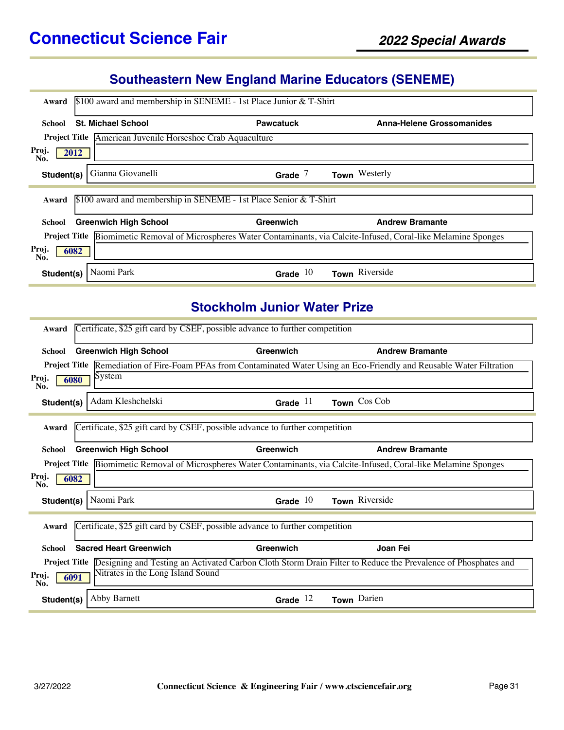## Southeastern New England Marine Educators (SENEME)

**Award** $100 award and membership in SENEME - 1st Place Junior & T-Shirt

**School** **St. Michael School** **Pawcatuck** **Anna-Helene Grossomanides**

**Project Title** American Juvenile Horseshoe Crab Aquaculture

**Proj. No.** 2012

**Student(s)** Gianna Giovanelli **Grade** 7 **Town** Westerly

---

**Award** $100 award and membership in SENEME - 1st Place Senior & T-Shirt

**School** **Greenwich High School** **Greenwich** **Andrew Bramante**

**Project Title** Biomimetic Removal of Microspheres Water Contaminants, via Calcite-Infused, Coral-like Melamine Sponges

**Proj. No.** 6082

**Student(s)** Naomi Park **Grade** 10 **Town** Riverside

## Stockholm Junior Water Prize

**Award** Certificate, $25 gift card by CSEF, possible advance to further competition

**School** **Greenwich High School** **Greenwich** **Andrew Bramante**

**Project Title** Remediation of Fire-Foam PFAs from Contaminated Water Using an Eco-Friendly and Reusable Water Filtration System

**Proj. No.** 6080

**Student(s)** Adam Kleshchelski **Grade** 11 **Town** Cos Cob

---

**Award** Certificate, $25 gift card by CSEF, possible advance to further competition

**School** **Greenwich High School** **Greenwich** **Andrew Bramante**

**Project Title** Biomimetic Removal of Microspheres Water Contaminants, via Calcite-Infused, Coral-like Melamine Sponges

**Proj. No.** 6082

**Student(s)** Naomi Park **Grade** 10 **Town** Riverside

---

**Award** Certificate, $25 gift card by CSEF, possible advance to further competition

**School** **Sacred Heart Greenwich** **Greenwich** **Joan Fei**

**Project Title** Designing and Testing an Activated Carbon Cloth Storm Drain Filter to Reduce the Prevalence of Phosphates and Nitrates in the Long Island Sound

**Proj. No.** 6091

**Student(s)** Abby Barnett **Grade** 12 **Town** Darien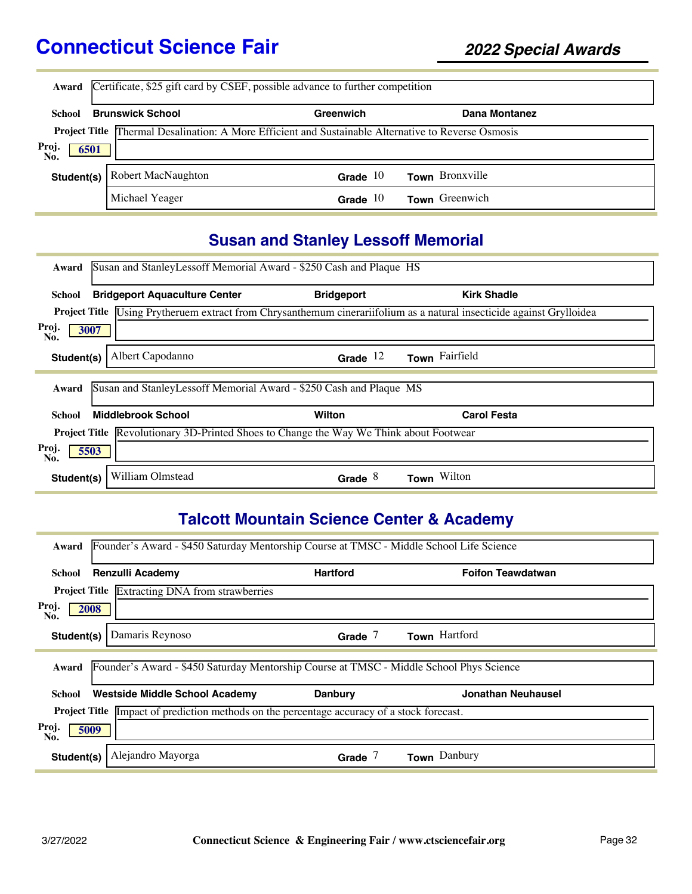**Award** Certificate, $25 gift card by CSEF, possible advance to further competition

**School** Brunswick School | Greenwich | Dana Montanez

**Project Title** Thermal Desalination: A More Efficient and Sustainable Alternative to Reverse Osmosis

**Proj. No.** 6501

| Student(s) | Grade | Town |
|---|---|---|
| Robert MacNaughton | 10 | Bronxville |
| Michael Yeager | 10 | Greenwich |

## Susan and Stanley Lessoff Memorial

**Award** Susan and StanleyLessoff Memorial Award - $250 Cash and Plaque HS

**School** Bridgeport Aquaculture Center | Bridgeport | Kirk Shadle

**Project Title** Using Prytheruem extract from Chrysanthemum cinerariifolium as a natural insecticide against Grylloidea

**Proj. No.** 3007

| Student(s) | Grade | Town |
|---|---|---|
| Albert Capodanno | 12 | Fairfield |

**Award** Susan and StanleyLessoff Memorial Award - $250 Cash and Plaque MS

**School** Middlebrook School | Wilton | Carol Festa

**Project Title** Revolutionary 3D-Printed Shoes to Change the Way We Think about Footwear

**Proj. No.** 5503

| Student(s) | Grade | Town |
|---|---|---|
| William Olmstead | 8 | Wilton |

## Talcott Mountain Science Center & Academy

**Award** Founder's Award - $450 Saturday Mentorship Course at TMSC - Middle School Life Science

**School** Renzulli Academy | Hartford | Foifon Teawdatwan

**Project Title** Extracting DNA from strawberries

**Proj. No.** 2008

| Student(s) | Grade | Town |
|---|---|---|
| Damaris Reynoso | 7 | Hartford |

**Award** Founder's Award - $450 Saturday Mentorship Course at TMSC - Middle School Phys Science

**School** Westside Middle School Academy | Danbury | Jonathan Neuhausel

**Project Title** Impact of prediction methods on the percentage accuracy of a stock forecast.

**Proj. No.** 5009

| Student(s) | Grade | Town |
|---|---|---|
| Alejandro Mayorga | 7 | Danbury |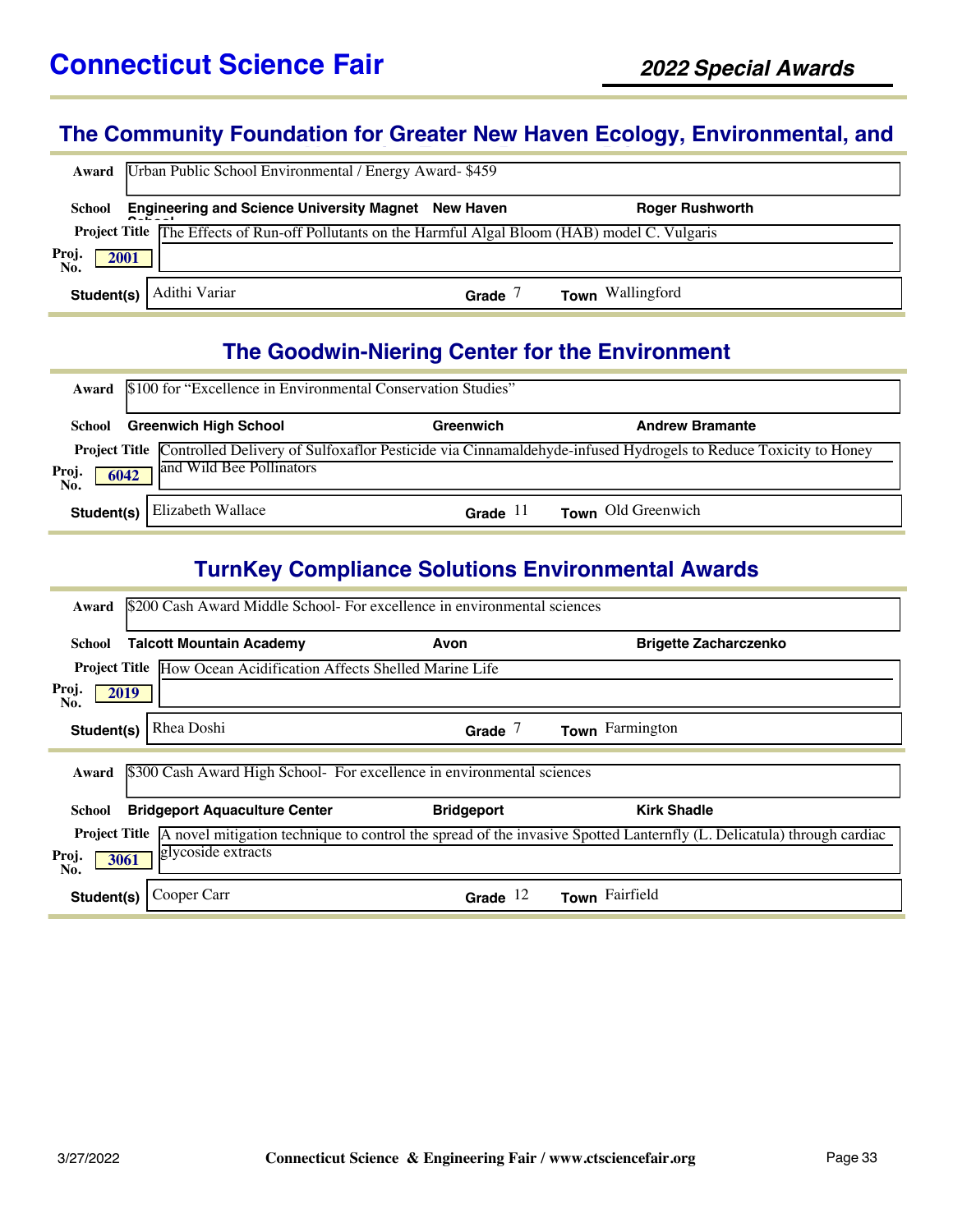# Connecticut Science Fair

*2022 Special Awards*

## The Community Foundation for Greater New Haven Ecology, Environmental, and

| | |
|---|---|
| **Award** | Urban Public School Environmental / Energy Award- $459 |
| **School** | **Engineering and Science University Magnet School** — **New Haven** — **Roger Rushworth** |
| **Project Title** | The Effects of Run-off Pollutants on the Harmful Algal Bloom (HAB) model C. Vulgaris |
| **Proj. No.** | 2001 |
| **Student(s)** | Adithi Variar — **Grade** 7 — **Town** Wallingford |

## The Goodwin-Niering Center for the Environment

| | |
|---|---|
| **Award** | $100 for "Excellence in Environmental Conservation Studies" |
| **School** | **Greenwich High School** — **Greenwich** — **Andrew Bramante** |
| **Project Title** | Controlled Delivery of Sulfoxaflor Pesticide via Cinnamaldehyde-infused Hydrogels to Reduce Toxicity to Honey and Wild Bee Pollinators |
| **Proj. No.** | 6042 |
| **Student(s)** | Elizabeth Wallace — **Grade** 11 — **Town** Old Greenwich |

## TurnKey Compliance Solutions Environmental Awards

| | |
|---|---|
| **Award** | $200 Cash Award Middle School- For excellence in environmental sciences |
| **School** | **Talcott Mountain Academy** — **Avon** — **Brigette Zacharczenko** |
| **Project Title** | How Ocean Acidification Affects Shelled Marine Life |
| **Proj. No.** | 2019 |
| **Student(s)** | Rhea Doshi — **Grade** 7 — **Town** Farmington |

| | |
|---|---|
| **Award** | $300 Cash Award High School- For excellence in environmental sciences |
| **School** | **Bridgeport Aquaculture Center** — **Bridgeport** — **Kirk Shadle** |
| **Project Title** | A novel mitigation technique to control the spread of the invasive Spotted Lanternfly (L. Delicatula) through cardiac glycoside extracts |
| **Proj. No.** | 3061 |
| **Student(s)** | Cooper Carr — **Grade** 12 — **Town** Fairfield |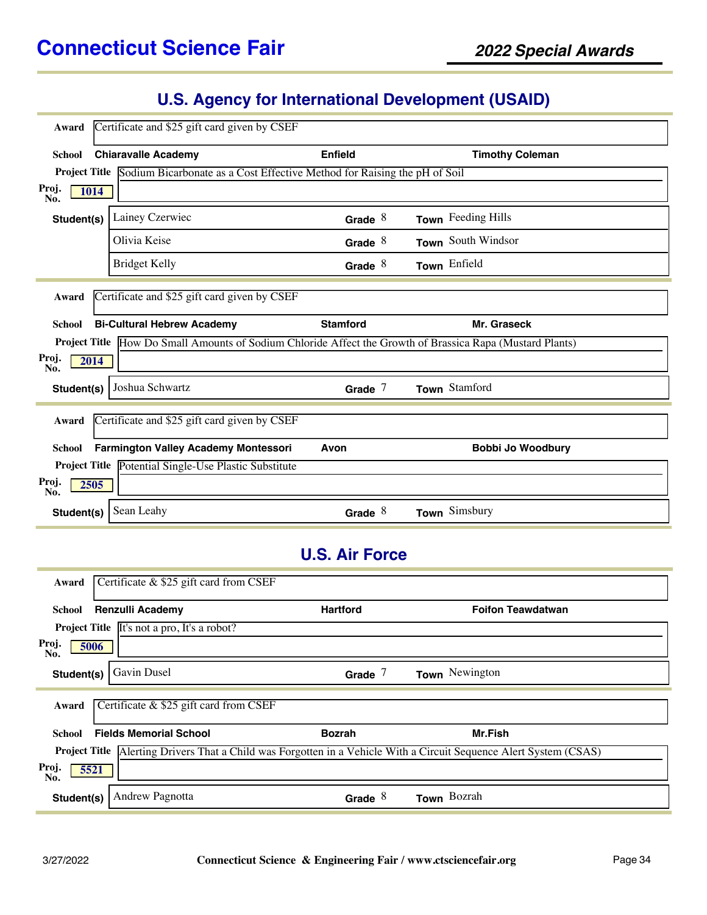# Connecticut Science Fair

## 2022 Special Awards

## U.S. Agency for International Development (USAID)

**Award** Certificate and $25 gift card given by CSEF

**School** **Chiaravalle Academy** — **Enfield** — **Timothy Coleman**

**Project Title** Sodium Bicarbonate as a Cost Effective Method for Raising the pH of Soil

**Proj. No.** 1014

| Student(s) | Grade | Town |
|---|---|---|
| Lainey Czerwiec | 8 | Feeding Hills |
| Olivia Keise | 8 | South Windsor |
| Bridget Kelly | 8 | Enfield |

---

**Award** Certificate and $25 gift card given by CSEF

**School** **Bi-Cultural Hebrew Academy** — **Stamford** — **Mr. Graseck**

**Project Title** How Do Small Amounts of Sodium Chloride Affect the Growth of Brassica Rapa (Mustard Plants)

**Proj. No.** 2014

| Student(s) | Grade | Town |
|---|---|---|
| Joshua Schwartz | 7 | Stamford |

---

**Award** Certificate and $25 gift card given by CSEF

**School** **Farmington Valley Academy Montessori** — **Avon** — **Bobbi Jo Woodbury**

**Project Title** Potential Single-Use Plastic Substitute

**Proj. No.** 2505

| Student(s) | Grade | Town |
|---|---|---|
| Sean Leahy | 8 | Simsbury |

## U.S. Air Force

**Award** Certificate & $25 gift card from CSEF

**School** **Renzulli Academy** — **Hartford** — **Foifon Teawdatwan**

**Project Title** It's not a pro, It's a robot?

**Proj. No.** 5006

| Student(s) | Grade | Town |
|---|---|---|
| Gavin Dusel | 7 | Newington |

---

**Award** Certificate & $25 gift card from CSEF

**School** **Fields Memorial School** — **Bozrah** — **Mr.Fish**

**Project Title** Alerting Drivers That a Child was Forgotten in a Vehicle With a Circuit Sequence Alert System (CSAS)

**Proj. No.** 5521

| Student(s) | Grade | Town |
|---|---|---|
| Andrew Pagnotta | 8 | Bozrah |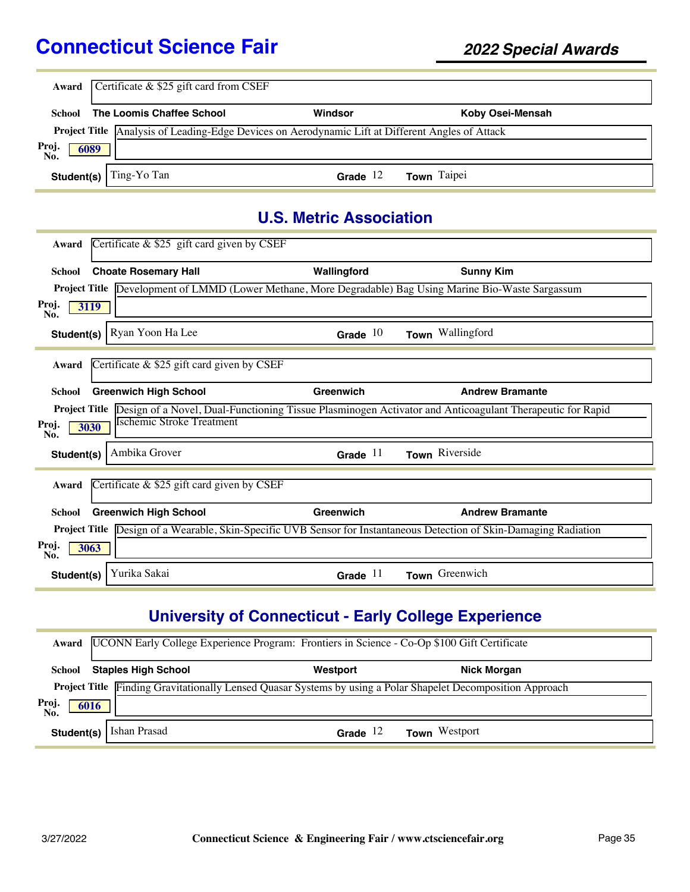**Award** Certificate & $25 gift card from CSEF

**School** The Loomis Chaffee School — Windsor — Koby Osei-Mensah

**Project Title** Analysis of Leading-Edge Devices on Aerodynamic Lift at Different Angles of Attack

**Proj. No.** 6089

**Student(s)** Ting-Yo Tan — **Grade** 12 — **Town** Taipei

## U.S. Metric Association

**Award** Certificate & $25 gift card given by CSEF

**School** Choate Rosemary Hall — Wallingford — Sunny Kim

**Project Title** Development of LMMD (Lower Methane, More Degradable) Bag Using Marine Bio-Waste Sargassum

**Proj. No.** 3119

**Student(s)** Ryan Yoon Ha Lee — **Grade** 10 — **Town** Wallingford

---

**Award** Certificate & $25 gift card given by CSEF

**School** Greenwich High School — Greenwich — Andrew Bramante

**Project Title** Design of a Novel, Dual-Functioning Tissue Plasminogen Activator and Anticoagulant Therapeutic for Rapid Ischemic Stroke Treatment

**Proj. No.** 3030

**Student(s)** Ambika Grover — **Grade** 11 — **Town** Riverside

---

**Award** Certificate & $25 gift card given by CSEF

**School** Greenwich High School — Greenwich — Andrew Bramante

**Project Title** Design of a Wearable, Skin-Specific UVB Sensor for Instantaneous Detection of Skin-Damaging Radiation

**Proj. No.** 3063

**Student(s)** Yurika Sakai — **Grade** 11 — **Town** Greenwich

## University of Connecticut - Early College Experience

**Award** UCONN Early College Experience Program: Frontiers in Science - Co-Op $100 Gift Certificate

**School** Staples High School — Westport — Nick Morgan

**Project Title** Finding Gravitationally Lensed Quasar Systems by using a Polar Shapelet Decomposition Approach

**Proj. No.** 6016

**Student(s)** Ishan Prasad — **Grade** 12 — **Town** Westport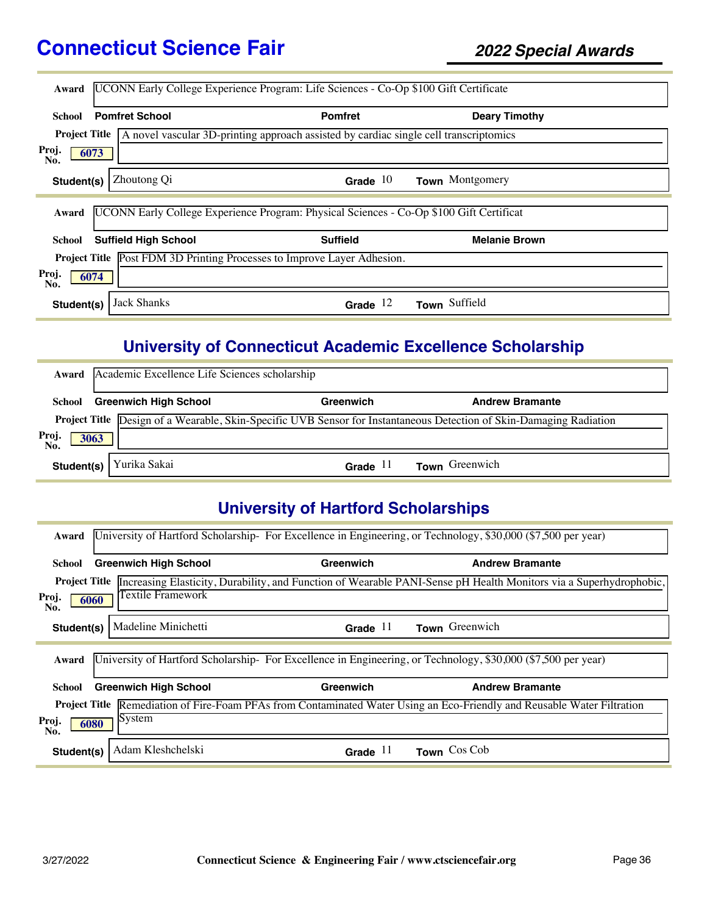| | |
|---|---|
| **Award** | UCONN Early College Experience Program: Life Sciences - Co-Op $100 Gift Certificate |
| **School** | **Pomfret School** — **Pomfret** — **Deary Timothy** |
| **Project Title** | A novel vascular 3D-printing approach assisted by cardiac single cell transcriptomics |
| **Proj. No.** | 6073 |
| **Student(s)** | Zhoutong Qi — **Grade** 10 — **Town** Montgomery |

| | |
|---|---|
| **Award** | UCONN Early College Experience Program: Physical Sciences - Co-Op $100 Gift Certificat |
| **School** | **Suffield High School** — **Suffield** — **Melanie Brown** |
| **Project Title** | Post FDM 3D Printing Processes to Improve Layer Adhesion. |
| **Proj. No.** | 6074 |
| **Student(s)** | Jack Shanks — **Grade** 12 — **Town** Suffield |

## University of Connecticut Academic Excellence Scholarship

| | |
|---|---|
| **Award** | Academic Excellence Life Sciences scholarship |
| **School** | **Greenwich High School** — **Greenwich** — **Andrew Bramante** |
| **Project Title** | Design of a Wearable, Skin-Specific UVB Sensor for Instantaneous Detection of Skin-Damaging Radiation |
| **Proj. No.** | 3063 |
| **Student(s)** | Yurika Sakai — **Grade** 11 — **Town** Greenwich |

## University of Hartford Scholarships

| | |
|---|---|
| **Award** | University of Hartford Scholarship- For Excellence in Engineering, or Technology, $30,000 ($7,500 per year) |
| **School** | **Greenwich High School** — **Greenwich** — **Andrew Bramante** |
| **Project Title** | Increasing Elasticity, Durability, and Function of Wearable PANI-Sense pH Health Monitors via a Superhydrophobic, Textile Framework |
| **Proj. No.** | 6060 |
| **Student(s)** | Madeline Minichetti — **Grade** 11 — **Town** Greenwich |

| | |
|---|---|
| **Award** | University of Hartford Scholarship- For Excellence in Engineering, or Technology, $30,000 ($7,500 per year) |
| **School** | **Greenwich High School** — **Greenwich** — **Andrew Bramante** |
| **Project Title** | Remediation of Fire-Foam PFAs from Contaminated Water Using an Eco-Friendly and Reusable Water Filtration System |
| **Proj. No.** | 6080 |
| **Student(s)** | Adam Kleshchelski — **Grade** 11 — **Town** Cos Cob |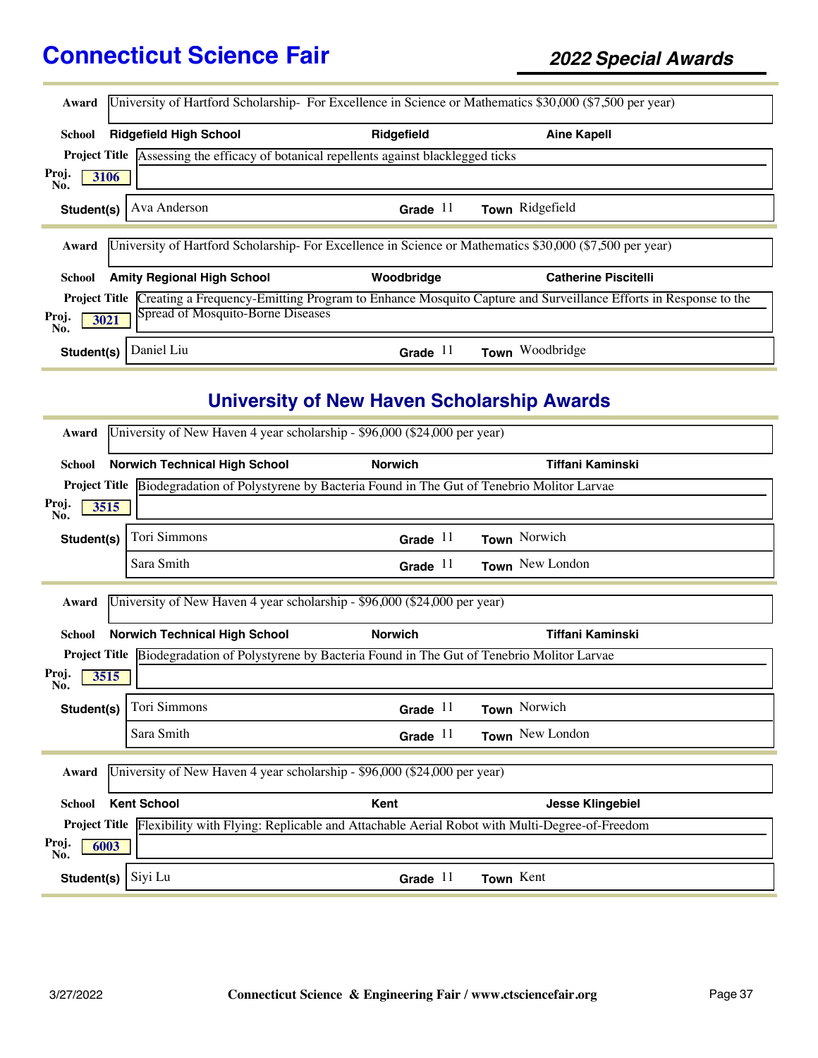**Award** University of Hartford Scholarship- For Excellence in Science or Mathematics $30,000 ($7,500 per year)

**School** Ridgefield High School | Ridgefield | Aine Kapell

**Project Title** Assessing the efficacy of botanical repellents against blacklegged ticks

**Proj. No.** 3106

| Student(s) | Grade | Town |
|---|---|---|
| Ava Anderson | 11 | Ridgefield |

---

**Award** University of Hartford Scholarship- For Excellence in Science or Mathematics $30,000 ($7,500 per year)

**School** Amity Regional High School | Woodbridge | Catherine Piscitelli

**Project Title** Creating a Frequency-Emitting Program to Enhance Mosquito Capture and Surveillance Efforts in Response to the Spread of Mosquito-Borne Diseases

**Proj. No.** 3021

| Student(s) | Grade | Town |
|---|---|---|
| Daniel Liu | 11 | Woodbridge |

## University of New Haven Scholarship Awards

**Award** University of New Haven 4 year scholarship - $96,000 ($24,000 per year)

**School** Norwich Technical High School | Norwich | Tiffani Kaminski

**Project Title** Biodegradation of Polystyrene by Bacteria Found in The Gut of Tenebrio Molitor Larvae

**Proj. No.** 3515

| Student(s) | Grade | Town |
|---|---|---|
| Tori Simmons | 11 | Norwich |
| Sara Smith | 11 | New London |

---

**Award** University of New Haven 4 year scholarship - $96,000 ($24,000 per year)

**School** Norwich Technical High School | Norwich | Tiffani Kaminski

**Project Title** Biodegradation of Polystyrene by Bacteria Found in The Gut of Tenebrio Molitor Larvae

**Proj. No.** 3515

| Student(s) | Grade | Town |
|---|---|---|
| Tori Simmons | 11 | Norwich |
| Sara Smith | 11 | New London |

---

**Award** University of New Haven 4 year scholarship - $96,000 ($24,000 per year)

**School** Kent School | Kent | Jesse Klingebiel

**Project Title** Flexibility with Flying: Replicable and Attachable Aerial Robot with Multi-Degree-of-Freedom

**Proj. No.** 6003

| Student(s) | Grade | Town |
|---|---|---|
| Siyi Lu | 11 | Kent |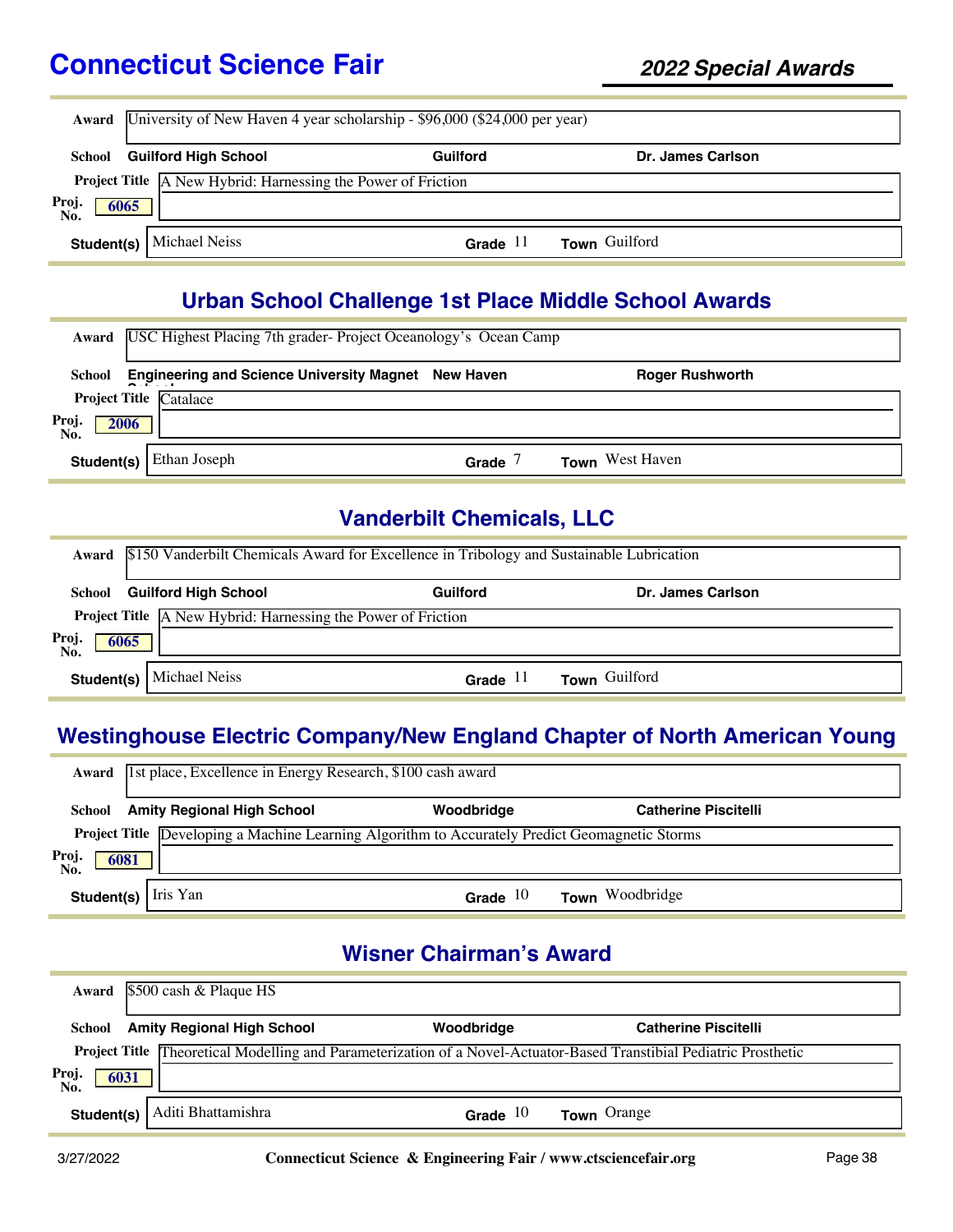**Award** University of New Haven 4 year scholarship - $96,000 ($24,000 per year)

**School** **Guilford High School** | **Guilford** | **Dr. James Carlson**

**Project Title** A New Hybrid: Harnessing the Power of Friction

**Proj. No.** 6065

**Student(s)** Michael Neiss | **Grade** 11 | **Town** Guilford

## Urban School Challenge 1st Place Middle School Awards

**Award** USC Highest Placing 7th grader- Project Oceanology's Ocean Camp

**School** **Engineering and Science University Magnet School** | **New Haven** | **Roger Rushworth**

**Project Title** Catalace

**Proj. No.** 2006

**Student(s)** Ethan Joseph | **Grade** 7 | **Town** West Haven

## Vanderbilt Chemicals, LLC

**Award** $150 Vanderbilt Chemicals Award for Excellence in Tribology and Sustainable Lubrication

**School** **Guilford High School** | **Guilford** | **Dr. James Carlson**

**Project Title** A New Hybrid: Harnessing the Power of Friction

**Proj. No.** 6065

**Student(s)** Michael Neiss | **Grade** 11 | **Town** Guilford

## Westinghouse Electric Company/New England Chapter of North American Young

**Award** 1st place, Excellence in Energy Research, $100 cash award

**School** **Amity Regional High School** | **Woodbridge** | **Catherine Piscitelli**

**Project Title** Developing a Machine Learning Algorithm to Accurately Predict Geomagnetic Storms

**Proj. No.** 6081

**Student(s)** Iris Yan | **Grade** 10 | **Town** Woodbridge

## Wisner Chairman's Award

**Award** $500 cash & Plaque HS

**School** **Amity Regional High School** | **Woodbridge** | **Catherine Piscitelli**

**Project Title** Theoretical Modelling and Parameterization of a Novel-Actuator-Based Transtibial Pediatric Prosthetic

**Proj. No.** 6031

**Student(s)** Aditi Bhattamishra | **Grade** 10 | **Town** Orange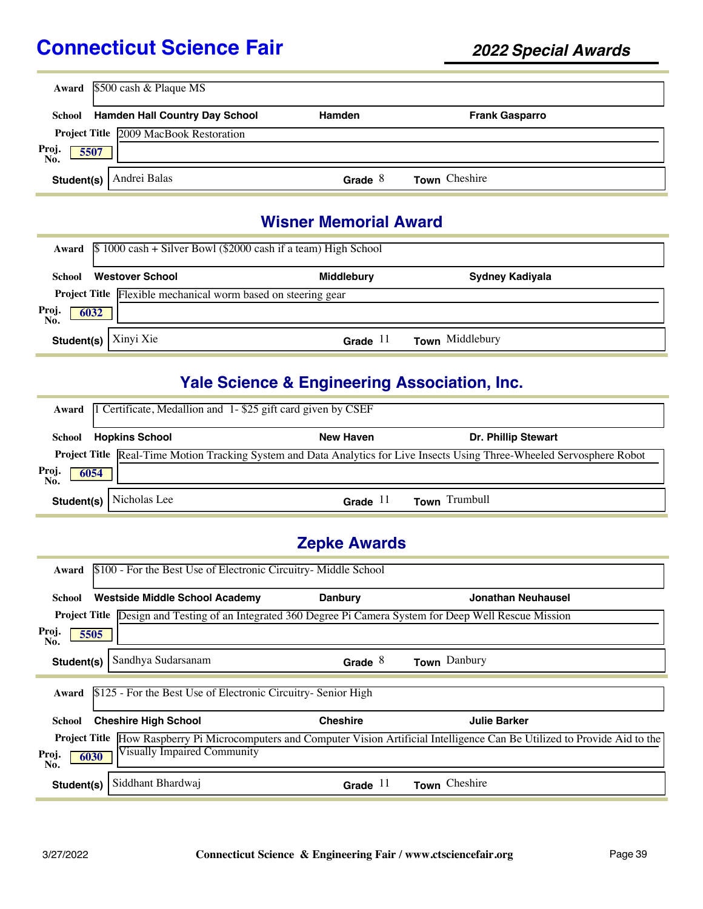# Connecticut Science Fair

## 2022 Special Awards

**Award** $500 cash & Plaque MS

**School** **Hamden Hall Country Day School** — **Hamden** — **Frank Gasparro**

**Project Title** 2009 MacBook Restoration

**Proj. No.** 5507

**Student(s)** Andrei Balas — **Grade** 8 — **Town** Cheshire

## Wisner Memorial Award

**Award** $ 1000 cash + Silver Bowl ($2000 cash if a team) High School

**School** **Westover School** — **Middlebury** — **Sydney Kadiyala**

**Project Title** Flexible mechanical worm based on steering gear

**Proj. No.** 6032

**Student(s)** Xinyi Xie — **Grade** 11 — **Town** Middlebury

## Yale Science & Engineering Association, Inc.

**Award** 1 Certificate, Medallion and 1- $25 gift card given by CSEF

**School** **Hopkins School** — **New Haven** — **Dr. Phillip Stewart**

**Project Title** Real-Time Motion Tracking System and Data Analytics for Live Insects Using Three-Wheeled Servosphere Robot

**Proj. No.** 6054

**Student(s)** Nicholas Lee — **Grade** 11 — **Town** Trumbull

## Zepke Awards

**Award** $100 - For the Best Use of Electronic Circuitry- Middle School

**School** **Westside Middle School Academy** — **Danbury** — **Jonathan Neuhausel**

**Project Title** Design and Testing of an Integrated 360 Degree Pi Camera System for Deep Well Rescue Mission

**Proj. No.** 5505

**Student(s)** Sandhya Sudarsanam — **Grade** 8 — **Town** Danbury

**Award** $125 - For the Best Use of Electronic Circuitry- Senior High

**School** **Cheshire High School** — **Cheshire** — **Julie Barker**

**Project Title** How Raspberry Pi Microcomputers and Computer Vision Artificial Intelligence Can Be Utilized to Provide Aid to the Visually Impaired Community

**Proj. No.** 6030

**Student(s)** Siddhant Bhardwaj — **Grade** 11 — **Town** Cheshire

3/27/2022 — Connecticut Science & Engineering Fair / www.ctsciencefair.org